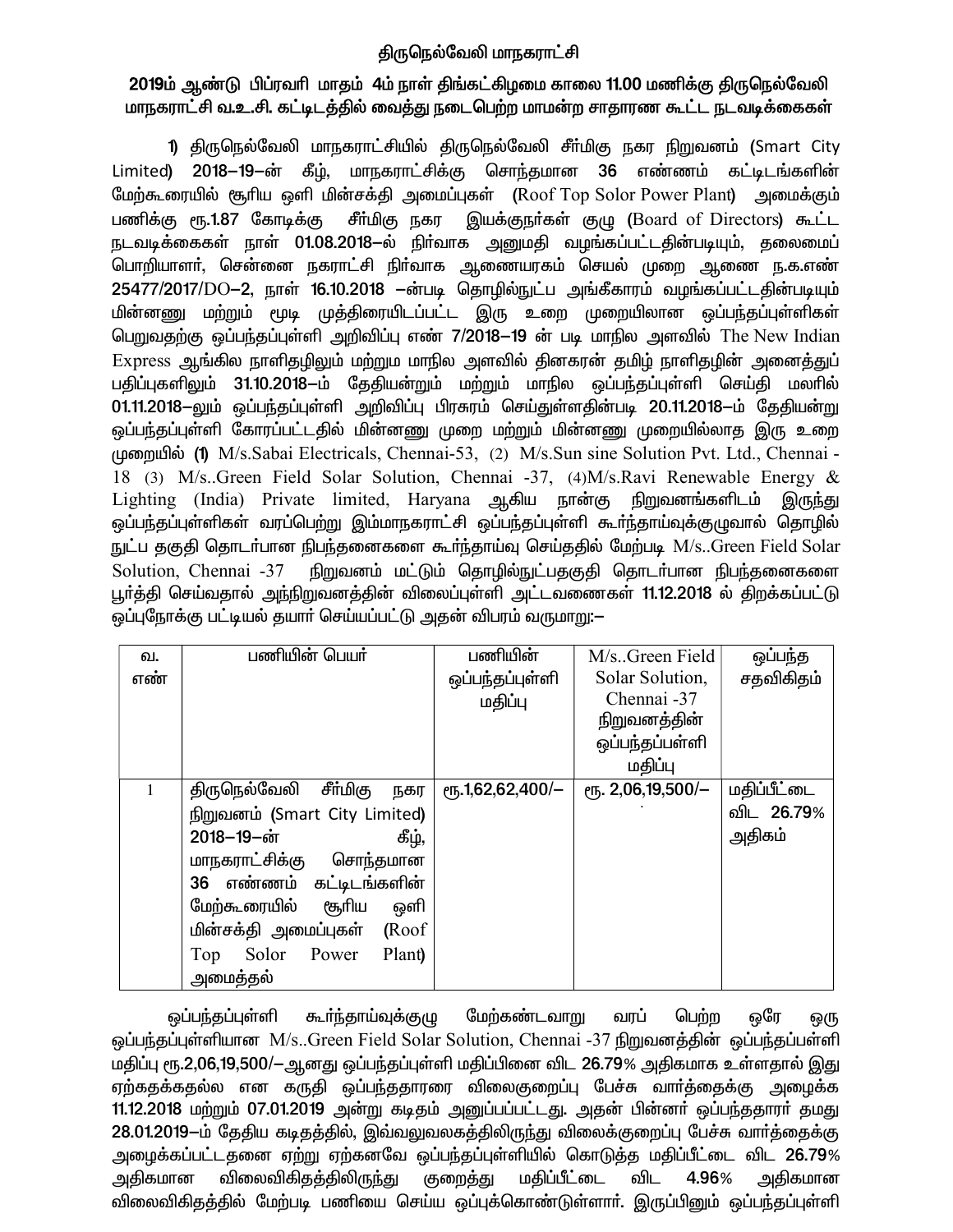# திருநெல்வேலி மாநகராட்சி

## 2019ம் ஆண்டு பிப்ரவரி மாதம் 4ம் நாள் திங்கட்கிழமை காலை 11.00 மணிக்கு திருநெல்வேலி மாநகராட்சி வ.உ.சி. கட்டிடத்தில் வைத்து நடைபெற்ற மாமன்ற சாதாரண கூட்ட நடவடிக்கைகள்

**1)** திருநெல்வேலி மாநகராட்சியில் திருநெல்வேலி சீர்மிகு நகர நிறுவனம் (Smart City Limited) **2018–19–ன்** கீழ், மாநகராட்சிக்கு சொந்தமான **36** எண்ணம் கட்டிடங்களின் மேற்கூரையில் சூரிய ஒளி மின்சக்தி அமைப்புகள் (Roof Top Solor Power Plant) அமைக்கும் பணிக்கு ரூ.**1.87** கோடிக்கு சீர்மிகு நகர இயக்குநர்கள் குழு (Board of Directors) கூட்ட நடவடிக்கைகள் நாள் **01.08.2018–ல்** நிர்வாக அனுமதி வழங்கப்பட்டதின்படியும், தலைமைப் பொறியாளர், சென்னை நகராட்சி நிர்வாக ஆணையரகம் செயல் முறை ஆணை ந.க.எண் **25477/2017/DO–2,** நாள் **16.10.2018** –ன்படி தொழில்நுட்ப அங்கீகாரம் வழங்கப்பட்டதின்படியும் மின்னணு மற்றும் மூடி முத்திரையிடப்பட்ட இரு உறை முறையிலான ஒப்பந்தப்புள்ளிகள் பெறுவதற்கு ஒப்பந்தப்புள்ளி அறிவிப்பு எண் **7/2018–19** ன் படி மாநில அளவில் The New Indian Express ஆங்கில நாளிதழிலும் மற்றும் மாநில அளவில் தினகரன் தமிழ் நாளிதழின் அனைத்துப் பதிப்புகளிலும் **31.10.2018–ம்** தேதியன்றும் மற்றும் மாநில ஒப்பந்தப்புள்ளி செய்தி மலரில் **01.11.2018–லும்** ஒப்பந்தப்புள்ளி அறிவிப்பு பிரசுரம் செய்துள்ளதின்படி **20.11.2018–ம்** தேதியன்று ஒப்பந்தப்புள்ளி கோரப்பட்டதில் மின்னணு முறை மற்றும் மின்னணு முறையில்லாத இரு உறை முறையில் **(1)** M/s.Sabai Electricals, Chennai-53, (2) M/s.Sun sine Solution Pvt. Ltd., Chennai -18 (3) M/s..Green Field Solar Solution, Chennai -37, (4)M/s.Ravi Renewable Energy & Lighting (India) Private limited, Haryana ஆகிய நான்கு நிறுவனங்களிடம் இருந்து ஒப்பந்தப்புள்ளிகள் வரப்பெற்று இம்மாநகராட்சி ஒப்பந்தப்புள்ளி கூர்ந்தாய்வுக்குழுவால் தொழில் நுட்ப தகுதி தொடர்பான நிபந்தனைகளை கூர்ந்தாய்வு செய்ததில் மேற்படி M/s..Green Field Solar Solution, Chennai -37 நிறுவனம் மட்டும் தொழில்நுட்பதகுதி தொடர்பான நிபந்தனைகளை பூர்த்தி செய்வதால் அந்நிறுவனத்தின் விலைப்புள்ளி அட்டவணைகள் **11.12.2018** ல் திறக்கப்பட்டு ஒப்புநோக்கு பட்டியல் தயார் செய்யப்பட்டு அதன் விபரம் வருமாறு:–

| வ. எண் | பணியின் பெயர் | பணியின் ஒப்பந்தப்புள்ளி மதிப்பு | M/s..Green Field Solar Solution, Chennai -37 நிறுவனத்தின் ஒப்பந்தப்புள்ளி மதிப்பு | ஒப்பந்த சதவிகிதம் |
|---|---|---|---|---|
| 1 | திருநெல்வேலி சீர்மிகு நகர நிறுவனம் (Smart City Limited) **2018–19–ன்** கீழ், மாநகராட்சிக்கு சொந்தமான **36** எண்ணம் கட்டிடங்களின் மேற்கூரையில் சூரிய ஒளி மின்சக்தி அமைப்புகள் (Roof Top Solor Power Plant) அமைத்தல் | ரூ.**1,62,62,400/–** | ரூ. **2,06,19,500/–** | மதிப்பீட்டை விட **26.79**% அதிகம் |

ஒப்பந்தப்புள்ளி கூர்ந்தாய்வுக்குழு மேற்கண்டவாறு வரப் பெற்ற ஒரே ஒரு ஒப்பந்தப்புள்ளியான M/s..Green Field Solar Solution, Chennai -37 நிறுவனத்தின் ஒப்பந்தப்புள்ளி மதிப்பு ரூ.**2,06,19,500/–**ஆனது ஒப்பந்தப்புள்ளி மதிப்பினை விட **26.79**% அதிகமாக உள்ளதால் இது ஏற்கதக்கதல்ல என கருதி ஒப்பந்ததாரரை விலைகுறைப்பு பேச்சு வார்த்தைக்கு அழைக்க **11.12.2018** மற்றும் **07.01.2019** அன்று கடிதம் அனுப்பப்பட்டது. அதன் பின்னர் ஒப்பந்ததாரர் தமது **28.01.2019–ம்** தேதிய கடிதத்தில், இவ்வலுவலகத்திலிருந்து விலைக்குறைப்பு பேச்சு வார்த்தைக்கு அழைக்கப்பட்டதனை ஏற்று ஏற்கனவே ஒப்பந்தப்புள்ளியில் கொடுத்த மதிப்பீட்டை விட **26.79**% அதிகமான விலைவிகிதத்திலிருந்து குறைத்து மதிப்பீட்டை விட **4.96**% அதிகமான விலைவிகிதத்தில் மேற்படி பணியை செய்ய ஒப்புக்கொண்டுள்ளார். இருப்பினும் ஒப்பந்தப்புள்ளி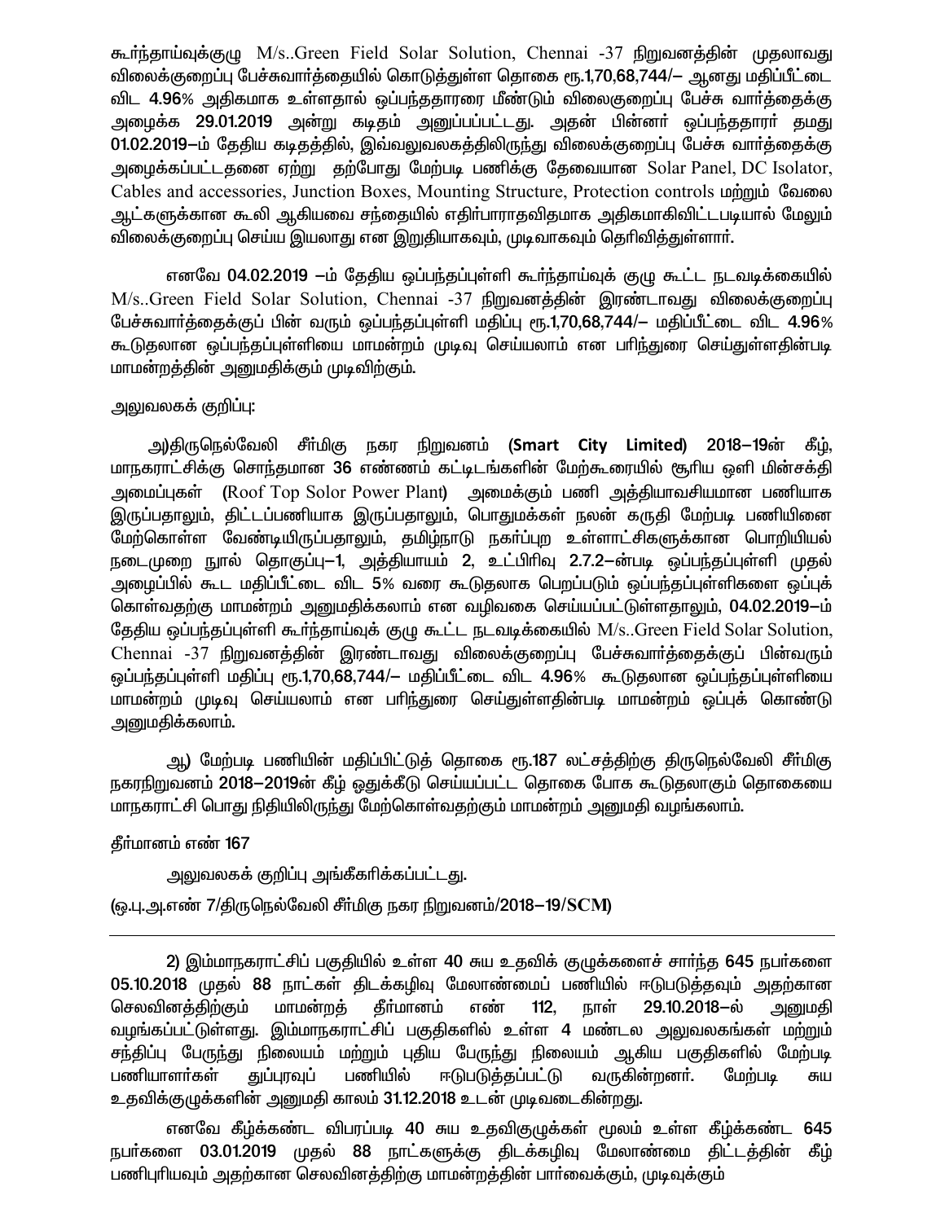கூர்ந்தாய்வுக்குழு M/s..Green Field Solar Solution, Chennai -37 நிறுவனத்தின் முதலாவது விலைக்குறைப்பு பேச்சுவார்த்தையில் கொடுத்துள்ள தொகை ரூ.1,70,68,744/– ஆனது மதிப்பீட்டை விட 4.96% அதிகமாக உள்ளதால் ஒப்பந்ததாரரை மீண்டும் விலைகுறைப்பு பேச்சு வார்த்தைக்கு அழைக்க 29.01.2019 அன்று கடிதம் அனுப்பப்பட்டது. அதன் பின்னர் ஒப்பந்ததாரர் தமது 01.02.2019–ம் தேதிய கடிதத்தில், இவ்வலுவலகத்திலிருந்து விலைக்குறைப்பு பேச்சு வார்த்தைக்கு அழைக்கப்பட்டதனை ஏற்று தற்போது மேற்படி பணிக்கு தேவையான Solar Panel, DC Isolator, Cables and accessories, Junction Boxes, Mounting Structure, Protection controls மற்றும் வேலை ஆட்களுக்கான கூலி ஆகியவை சந்தையில் எதிர்பாராதவிதமாக அதிகமாகிவிட்டபடியால் மேலும் விலைக்குறைப்பு செய்ய இயலாது என இறுதியாகவும், முடிவாகவும் தெரிவித்துள்ளார்.

எனவே 04.02.2019 –ம் தேதிய ஒப்பந்தப்புள்ளி கூர்ந்தாய்வுக் குழு கூட்ட நடவடிக்கையில் M/s..Green Field Solar Solution, Chennai -37 நிறுவனத்தின் இரண்டாவது விலைக்குறைப்பு பேச்சுவார்த்தைக்குப் பின் வரும் ஒப்பந்தப்புள்ளி மதிப்பு ரூ.1,70,68,744/– மதிப்பீட்டை விட 4.96% கூடுதலான ஒப்பந்தப்புள்ளியை மாமன்றம் முடிவு செய்யலாம் என பரிந்துரை செய்துள்ளதின்படி மாமன்றத்தின் அனுமதிக்கும் முடிவிற்கும்.

அலுவலகக் குறிப்பு:

அ)திருநெல்வேலி சீர்மிகு நகர நிறுவனம் **(Smart City Limited)** 2018–19ன் கீழ், மாநகராட்சிக்கு சொந்தமான 36 எண்ணம் கட்டிடங்களின் மேற்கூரையில் சூரிய ஒளி மின்சக்தி அமைப்புகள் (Roof Top Solor Power Plant) அமைக்கும் பணி அத்தியாவசியமான பணியாக இருப்பதாலும், திட்டப்பணியாக இருப்பதாலும், பொதுமக்கள் நலன் கருதி மேற்படி பணியினை மேற்கொள்ள வேண்டியிருப்பதாலும், தமிழ்நாடு நகர்ப்புற உள்ளாட்சிகளுக்கான பொறியியல் நடைமுறை நூல் தொகுப்பு–1, அத்தியாயம் 2, உட்பிரிவு 2.7.2–ன்படி ஒப்பந்தப்புள்ளி முதல் அழைப்பில் கூட மதிப்பீட்டை விட 5% வரை கூடுதலாக பெறப்படும் ஒப்பந்தப்புள்ளிகளை ஒப்புக் கொள்வதற்கு மாமன்றம் அனுமதிக்கலாம் என வழிவகை செய்யப்பட்டுள்ளதாலும், 04.02.2019–ம் தேதிய ஒப்பந்தப்புள்ளி கூர்ந்தாய்வுக் குழு கூட்ட நடவடிக்கையில் M/s..Green Field Solar Solution, Chennai -37 நிறுவனத்தின் இரண்டாவது விலைக்குறைப்பு பேச்சுவார்த்தைக்குப் பின்வரும் ஒப்பந்தப்புள்ளி மதிப்பு ரூ.1,70,68,744/– மதிப்பீட்டை விட 4.96% கூடுதலான ஒப்பந்தப்புள்ளியை மாமன்றம் முடிவு செய்யலாம் என பரிந்துரை செய்துள்ளதின்படி மாமன்றம் ஒப்புக் கொண்டு அனுமதிக்கலாம்.

ஆ) மேற்படி பணியின் மதிப்பிட்டுத் தொகை ரூ.187 லட்சத்திற்கு திருநெல்வேலி சீர்மிகு நகரநிறுவனம் 2018–2019ன் கீழ் ஒதுக்கீடு செய்யப்பட்ட தொகை போக கூடுதலாகும் தொகையை மாநகராட்சி பொது நிதியிலிருந்து மேற்கொள்வதற்கும் மாமன்றம் அனுமதி வழங்கலாம்.

தீர்மானம் எண் 167

அலுவலகக் குறிப்பு அங்கீகரிக்கப்பட்டது.

(ஒ.பு.அ.எண் 7/திருநெல்வேலி சீர்மிகு நகர நிறுவனம்/2018–19/SCM)

---

2) இம்மாநகராட்சிப் பகுதியில் உள்ள 40 சுய உதவிக் குழுக்களைச் சார்ந்த 645 நபர்களை 05.10.2018 முதல் 88 நாட்கள் திடக்கழிவு மேலாண்மைப் பணியில் ஈடுபடுத்தவும் அதற்கான செலவினத்திற்கும் மாமன்றத் தீர்மானம் எண் 112, நாள் 29.10.2018–ல் அனுமதி வழங்கப்பட்டுள்ளது. இம்மாநகராட்சிப் பகுதிகளில் உள்ள 4 மண்டல அலுவலகங்கள் மற்றும் சந்திப்பு பேருந்து நிலையம் மற்றும் புதிய பேருந்து நிலையம் ஆகிய பகுதிகளில் மேற்படி பணியாளர்கள் துப்புரவுப் பணியில் ஈடுபடுத்தப்பட்டு வருகின்றனர். மேற்படி சுய உதவிக்குழுக்களின் அனுமதி காலம் 31.12.2018 உடன் முடிவடைகின்றது.

எனவே கீழ்க்கண்ட விபரப்படி 40 சுய உதவிகுழுக்கள் மூலம் உள்ள கீழ்க்கண்ட 645 நபர்களை 03.01.2019 முதல் 88 நாட்களுக்கு திடக்கழிவு மேலாண்மை திட்டத்தின் கீழ் பணிபுரியவும் அதற்கான செலவினத்திற்கு மாமன்றத்தின் பார்வைக்கும், முடிவுக்கும்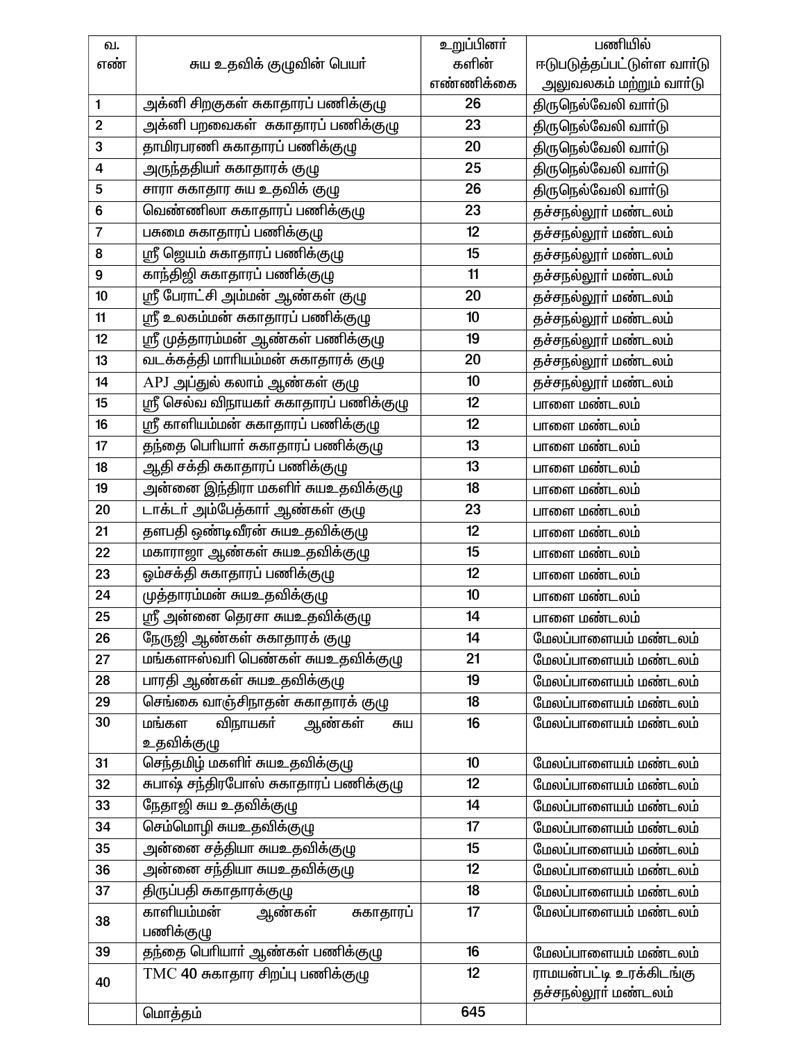| வ. எண் | சுய உதவிக் குழுவின் பெயர் | உறுப்பினர் களின் எண்ணிக்கை | பணியில் ஈடுபடுத்தப்பட்டுள்ள வார்டு அலுவலகம் மற்றும் வார்டு |
|---|---|---|---|
| 1 | அக்னி சிறகுகள் சுகாதாரப் பணிக்குழு | 26 | திருநெல்வேலி வார்டு |
| 2 | அக்னி பறவைகள் சுகாதாரப் பணிக்குழு | 23 | திருநெல்வேலி வார்டு |
| 3 | தாமிரபரணி சுகாதாரப் பணிக்குழு | 20 | திருநெல்வேலி வார்டு |
| 4 | அருந்ததியர் சுகாதாரக் குழு | 25 | திருநெல்வேலி வார்டு |
| 5 | சாரா சுகாதார சுய உதவிக் குழு | 26 | திருநெல்வேலி வார்டு |
| 6 | வெண்ணிலா சுகாதாரப் பணிக்குழு | 23 | தச்சநல்லூர் மண்டலம் |
| 7 | பசுமை சுகாதாரப் பணிக்குழு | 12 | தச்சநல்லூர் மண்டலம் |
| 8 | ஸ்ரீ ஜெயம் சுகாதாரப் பணிக்குழு | 15 | தச்சநல்லூர் மண்டலம் |
| 9 | காந்திஜி சுகாதாரப் பணிக்குழு | 11 | தச்சநல்லூர் மண்டலம் |
| 10 | ஸ்ரீ பேராட்சி அம்மன் ஆண்கள் குழு | 20 | தச்சநல்லூர் மண்டலம் |
| 11 | ஸ்ரீ உலகம்மன் சுகாதாரப் பணிக்குழு | 10 | தச்சநல்லூர் மண்டலம் |
| 12 | ஸ்ரீ முத்தாரம்மன் ஆண்கள் பணிக்குழு | 19 | தச்சநல்லூர் மண்டலம் |
| 13 | வடக்கத்தி மாரியம்மன் சுகாதாரக் குழு | 20 | தச்சநல்லூர் மண்டலம் |
| 14 | APJ அப்துல் கலாம் ஆண்கள் குழு | 10 | தச்சநல்லூர் மண்டலம் |
| 15 | ஸ்ரீ செல்வ விநாயகர் சுகாதாரப் பணிக்குழு | 12 | பாளை மண்டலம் |
| 16 | ஸ்ரீ காளியம்மன் சுகாதாரப் பணிக்குழு | 12 | பாளை மண்டலம் |
| 17 | தந்தை பெரியார் சுகாதாரப் பணிக்குழு | 13 | பாளை மண்டலம் |
| 18 | ஆதி சக்தி சுகாதாரப் பணிக்குழு | 13 | பாளை மண்டலம் |
| 19 | அன்னை இந்திரா மகளிர் சுயஉதவிக்குழு | 18 | பாளை மண்டலம் |
| 20 | டாக்டர் அம்பேத்கார் ஆண்கள் குழு | 23 | பாளை மண்டலம் |
| 21 | தளபதி ஒண்டிவீரன் சுயஉதவிக்குழு | 12 | பாளை மண்டலம் |
| 22 | மகாராஜா ஆண்கள் சுயஉதவிக்குழு | 15 | பாளை மண்டலம் |
| 23 | ஓம்சக்தி சுகாதாரப் பணிக்குழு | 12 | பாளை மண்டலம் |
| 24 | முத்தாரம்மன் சுயஉதவிக்குழு | 10 | பாளை மண்டலம் |
| 25 | ஸ்ரீ அன்னை தெரசா சுயஉதவிக்குழு | 14 | பாளை மண்டலம் |
| 26 | நேருஜி ஆண்கள் சுகாதாரக் குழு | 14 | மேலப்பாளையம் மண்டலம் |
| 27 | மங்களஈஸ்வரி பெண்கள் சுயஉதவிக்குழு | 21 | மேலப்பாளையம் மண்டலம் |
| 28 | பாரதி ஆண்கள் சுயஉதவிக்குழு | 19 | மேலப்பாளையம் மண்டலம் |
| 29 | செங்கை வாஞ்சிநாதன் சுகாதாரக் குழு | 18 | மேலப்பாளையம் மண்டலம் |
| 30 | மங்கள விநாயகர் ஆண்கள் சுய உதவிக்குழு | 16 | மேலப்பாளையம் மண்டலம் |
| 31 | செந்தமிழ் மகளிர் சுயஉதவிக்குழு | 10 | மேலப்பாளையம் மண்டலம் |
| 32 | சுபாஷ் சந்திரபோஸ் சுகாதாரப் பணிக்குழு | 12 | மேலப்பாளையம் மண்டலம் |
| 33 | நேதாஜி சுய உதவிக்குழு | 14 | மேலப்பாளையம் மண்டலம் |
| 34 | செம்மொழி சுயஉதவிக்குழு | 17 | மேலப்பாளையம் மண்டலம் |
| 35 | அன்னை சத்தியா சுயஉதவிக்குழு | 15 | மேலப்பாளையம் மண்டலம் |
| 36 | அன்னை சந்தியா சுயஉதவிக்குழு | 12 | மேலப்பாளையம் மண்டலம் |
| 37 | திருப்பதி சுகாதாரக்குழு | 18 | மேலப்பாளையம் மண்டலம் |
| 38 | காளியம்மன் ஆண்கள் சுகாதாரப் பணிக்குழு | 17 | மேலப்பாளையம் மண்டலம் |
| 39 | தந்தை பெரியார் ஆண்கள் பணிக்குழு | 16 | மேலப்பாளையம் மண்டலம் |
| 40 | TMC 40 சுகாதார சிறப்பு பணிக்குழு | 12 | ராமயன்பட்டி உரக்கிடங்கு தச்சநல்லூர் மண்டலம் |
| | மொத்தம் | 645 | |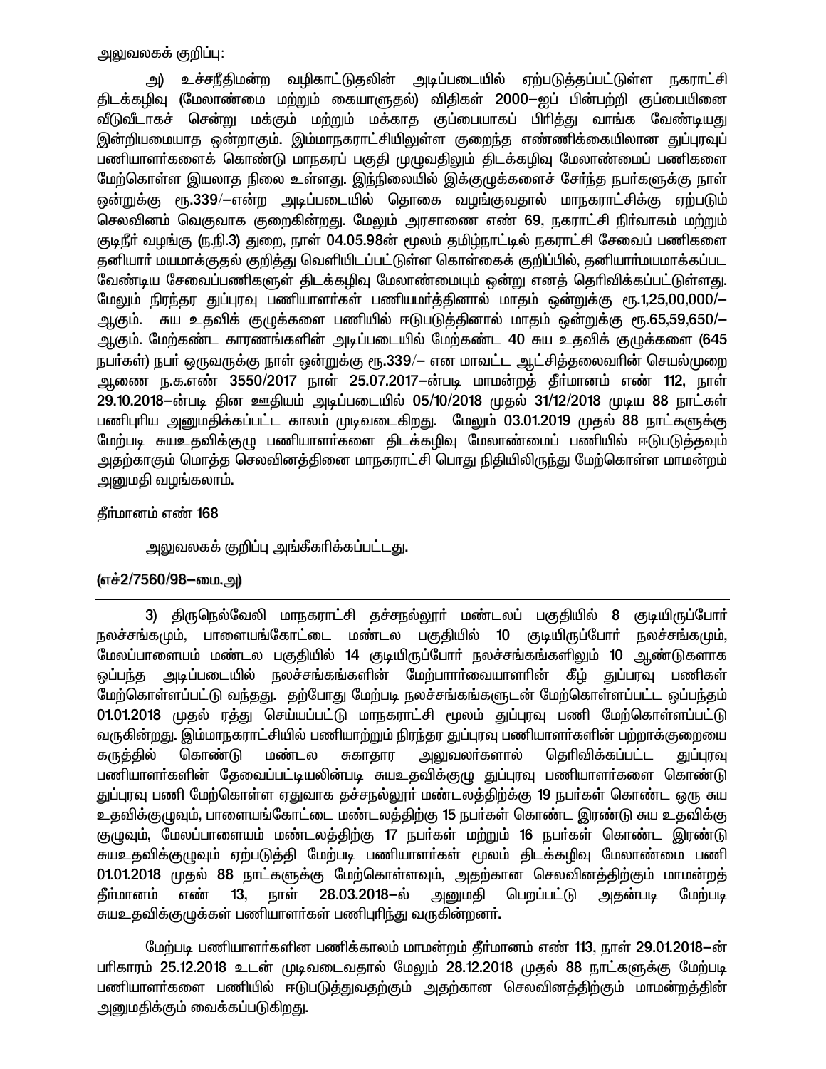அலுவலகக் குறிப்பு:

அ) உச்சநீதிமன்ற வழிகாட்டுதலின் அடிப்படையில் ஏற்படுத்தப்பட்டுள்ள நகராட்சி திடக்கழிவு (மேலாண்மை மற்றும் கையாளுதல்) விதிகள் 2000–ஐப் பின்பற்றி குப்பையினை வீடுவீடாகச் சென்று மக்கும் மற்றும் மக்காத குப்பையாகப் பிரித்து வாங்க வேண்டியது இன்றியமையாத ஒன்றாகும். இம்மாநகராட்சியிலுள்ள குறைந்த எண்ணிக்கையிலான துப்புரவுப் பணியாளர்களைக் கொண்டு மாநகரப் பகுதி முழுவதிலும் திடக்கழிவு மேலாண்மைப் பணிகளை மேற்கொள்ள இயலாத நிலை உள்ளது. இந்நிலையில் இக்குழுக்களைச் சேர்ந்த நபர்களுக்கு நாள் ஒன்றுக்கு ரூ.339/–என்ற அடிப்படையில் தொகை வழங்குவதால் மாநகராட்சிக்கு ஏற்படும் செலவினம் வெகுவாக குறைகின்றது. மேலும் அரசாணை எண் 69, நகராட்சி நிர்வாகம் மற்றும் குடிநீர் வழங்கு (ந.நி.3) துறை, நாள் 04.05.98ன் மூலம் தமிழ்நாட்டில் நகராட்சி சேவைப் பணிகளை தனியார் மயமாக்குதல் குறித்து வெளியிடப்பட்டுள்ள கொள்கைக் குறிப்பில், தனியார்மயமாக்கப்பட வேண்டிய சேவைப்பணிகளுள் திடக்கழிவு மேலாண்மையும் ஒன்று எனத் தெரிவிக்கப்பட்டுள்ளது. மேலும் நிரந்தர துப்புரவு பணியாளர்கள் பணியமர்த்தினால் மாதம் ஒன்றுக்கு ரூ.1,25,00,000/– ஆகும். சுய உதவிக் குழுக்களை பணியில் ஈடுபடுத்தினால் மாதம் ஒன்றுக்கு ரூ.65,59,650/– ஆகும். மேற்கண்ட காரணங்களின் அடிப்படையில் மேற்கண்ட 40 சுய உதவிக் குழுக்களை (645 நபர்கள்) நபர் ஒருவருக்கு நாள் ஒன்றுக்கு ரூ.339/– என மாவட்ட ஆட்சித்தலைவரின் செயல்முறை ஆணை ந.க.எண் 3550/2017 நாள் 25.07.2017–ன்படி மாமன்றத் தீர்மானம் எண் 112, நாள் 29.10.2018–ன்படி தின ஊதியம் அடிப்படையில் 05/10/2018 முதல் 31/12/2018 முடிய 88 நாட்கள் பணிபுரிய அனுமதிக்கப்பட்ட காலம் முடிவடைகிறது. மேலும் 03.01.2019 முதல் 88 நாட்களுக்கு மேற்படி சுயஉதவிக்குழு பணியாளர்களை திடக்கழிவு மேலாண்மைப் பணியில் ஈடுபடுத்தவும் அதற்காகும் மொத்த செலவினத்தினை மாநகராட்சி பொது நிதியிலிருந்து மேற்கொள்ள மாமன்றம் அனுமதி வழங்கலாம்.

தீர்மானம் எண் 168

அலுவலகக் குறிப்பு அங்கீகரிக்கப்பட்டது.

**(எச்2/7560/98–மை.அ)**

---

3) திருநெல்வேலி மாநகராட்சி தச்சநல்லூர் மண்டலப் பகுதியில் 8 குடியிருப்போர் நலச்சங்கமும், பாளையங்கோட்டை மண்டல பகுதியில் 10 குடியிருப்போர் நலச்சங்கமும், மேலப்பாளையம் மண்டல பகுதியில் 14 குடியிருப்போர் நலச்சங்கங்களிலும் 10 ஆண்டுகளாக ஒப்பந்த அடிப்படையில் நலச்சங்கங்களின் மேற்பார்வையாளரின் கீழ் துப்பரவு பணிகள் மேற்கொள்ளப்பட்டு வந்தது. தற்போது மேற்படி நலச்சங்கங்களுடன் மேற்கொள்ளப்பட்ட ஒப்பந்தம் 01.01.2018 முதல் ரத்து செய்யப்பட்டு மாநகராட்சி மூலம் துப்புரவு பணி மேற்கொள்ளப்பட்டு வருகின்றது. இம்மாநகராட்சியில் பணியாற்றும் நிரந்தர துப்புரவு பணியாளர்களின் பற்றாக்குறையை கருத்தில் கொண்டு மண்டல சுகாதார அலுவலர்களால் தெரிவிக்கப்பட்ட துப்புரவு பணியாளர்களின் தேவைப்பட்டியலின்படி சுயஉதவிக்குழு துப்புரவு பணியாளர்களை கொண்டு துப்புரவு பணி மேற்கொள்ள ஏதுவாக தச்சநல்லூர் மண்டலத்திற்கு 19 நபர்கள் கொண்ட ஒரு சுய உதவிக்குழுவும், பாளையங்கோட்டை மண்டலத்திற்கு 15 நபர்கள் கொண்ட இரண்டு சுய உதவிக்கு குழுவும், மேலப்பாளையம் மண்டலத்திற்கு 17 நபர்கள் மற்றும் 16 நபர்கள் கொண்ட இரண்டு சுயஉதவிக்குழுவும் ஏற்படுத்தி மேற்படி பணியாளர்கள் மூலம் திடக்கழிவு மேலாண்மை பணி 01.01.2018 முதல் 88 நாட்களுக்கு மேற்கொள்ளவும், அதற்கான செலவினத்திற்கும் மாமன்றத் தீர்மானம் எண் 13, நாள் 28.03.2018–ல் அனுமதி பெறப்பட்டு அதன்படி மேற்படி சுயஉதவிக்குழுக்கள் பணியாளர்கள் பணிபுரிந்து வருகின்றனர்.

மேற்படி பணியாளர்களின பணிக்காலம் மாமன்றம் தீர்மானம் எண் 113, நாள் 29.01.2018–ன் பரிகாரம் 25.12.2018 உடன் முடிவடைவதால் மேலும் 28.12.2018 முதல் 88 நாட்களுக்கு மேற்படி பணியாளர்களை பணியில் ஈடுபடுத்துவதற்கும் அதற்கான செலவினத்திற்கும் மாமன்றத்தின் அனுமதிக்கும் வைக்கப்படுகிறது.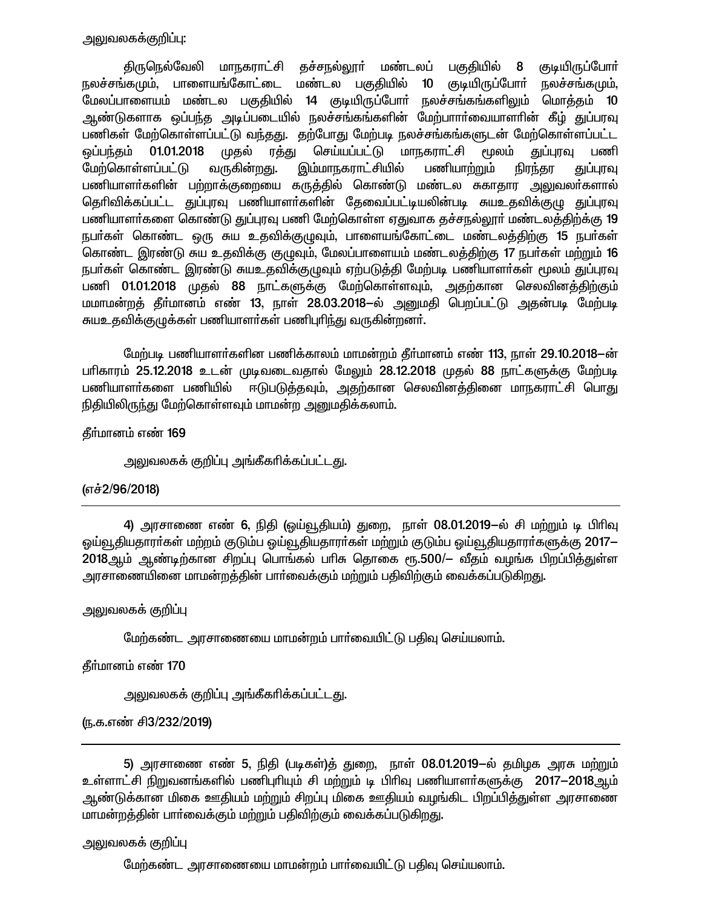அலுவலகக்குறிப்பு:

திருநெல்வேலி மாநகராட்சி தச்சநல்லூர் மண்டலப் பகுதியில் 8 குடியிருப்போர் நலச்சங்கமும், பாளையங்கோட்டை மண்டல பகுதியில் 10 குடியிருப்போர் நலச்சங்கமும், மேலப்பாளையம் மண்டல பகுதியில் 14 குடியிருப்போர் நலச்சங்கங்களிலும் மொத்தம் 10 ஆண்டுகளாக ஒப்பந்த அடிப்படையில் நலச்சங்கங்களின் மேற்பார்வையாளரின் கீழ் துப்பரவு பணிகள் மேற்கொள்ளப்பட்டு வந்தது. தற்போது மேற்படி நலச்சங்கங்களுடன் மேற்கொள்ளப்பட்ட ஒப்பந்தம் 01.01.2018 முதல் ரத்து செய்யப்பட்டு மாநகராட்சி மூலம் துப்புரவு பணி மேற்கொள்ளப்பட்டு வருகின்றது. இம்மாநகராட்சியில் பணியாற்றும் நிரந்தர துப்புரவு பணியாளர்களின் பற்றாக்குறையை கருத்தில் கொண்டு மண்டல சுகாதார அலுவலர்களால் தெரிவிக்கப்பட்ட துப்புரவு பணியாளர்களின் தேவைப்பட்டியலின்படி சுயஉதவிக்குழு துப்புரவு பணியாளர்களை கொண்டு துப்புரவு பணி மேற்கொள்ள ஏதுவாக தச்சநல்லூர் மண்டலத்திற்க்கு 19 நபர்கள் கொண்ட ஒரு சுய உதவிக்குழுவும், பாளையங்கோட்டை மண்டலத்திற்கு 15 நபர்கள் கொண்ட இரண்டு சுய உதவிக்கு குழுவும், மேலப்பாளையம் மண்டலத்திற்கு 17 நபர்கள் மற்றும் 16 நபர்கள் கொண்ட இரண்டு சுயஉதவிக்குழுவும் ஏற்படுத்தி மேற்படி பணியாளர்கள் மூலம் துப்புரவு பணி 01.01.2018 முதல் 88 நாட்களுக்கு மேற்கொள்ளவும், அதற்கான செலவினத்திற்கும் மமாமன்றத் தீர்மானம் எண் 13, நாள் 28.03.2018–ல் அனுமதி பெறப்பட்டு அதன்படி மேற்படி சுயஉதவிக்குழுக்கள் பணியாளர்கள் பணிபுரிந்து வருகின்றனர்.

மேற்படி பணியாளர்களின பணிக்காலம் மாமன்றம் தீர்மானம் எண் 113, நாள் 29.10.2018–ன் பரிகாரம் 25.12.2018 உடன் முடிவடைவதால் மேலும் 28.12.2018 முதல் 88 நாட்களுக்கு மேற்படி பணியாளர்களை பணியில் ஈடுபடுத்தவும், அதற்கான செலவினத்தினை மாநகராட்சி பொது நிதியிலிருந்து மேற்கொள்ளவும் மாமன்ற அனுமதிக்கலாம்.

தீர்மானம் எண் 169

அலுவலகக் குறிப்பு அங்கீகரிக்கப்பட்டது.

(எச்2/96/2018)

---

4) அரசாணை எண் 6, நிதி (ஓய்வூதியம்) துறை, நாள் 08.01.2019–ல் சி மற்றும் டி பிரிவு ஓய்வூதியதாரர்கள் மற்றும் குடும்ப ஓய்வூதியதாரர்கள் மற்றும் குடும்ப ஓய்வூதியதாரர்களுக்கு 2017–2018ஆம் ஆண்டிற்கான சிறப்பு பொங்கல் பரிசு தொகை ரூ.500/– வீதம் வழங்க பிறப்பித்துள்ள அரசாணையினை மாமன்றத்தின் பார்வைக்கும் மற்றும் பதிவிற்கும் வைக்கப்படுகிறது.

அலுவலகக் குறிப்பு

மேற்கண்ட அரசாணையை மாமன்றம் பார்வையிட்டு பதிவு செய்யலாம்.

தீர்மானம் எண் 170

அலுவலகக் குறிப்பு அங்கீகரிக்கப்பட்டது.

(ந.க.எண் சி3/232/2019)

---

5) அரசாணை எண் 5, நிதி (படிகள்)த் துறை, நாள் 08.01.2019–ல் தமிழக அரசு மற்றும் உள்ளாட்சி நிறுவனங்களில் பணிபுரியும் சி மற்றும் டி பிரிவு பணியாளர்களுக்கு 2017–2018ஆம் ஆண்டுக்கான மிகை ஊதியம் மற்றும் சிறப்பு மிகை ஊதியம் வழங்கிட பிறப்பித்துள்ள அரசாணை மாமன்றத்தின் பார்வைக்கும் மற்றும் பதிவிற்கும் வைக்கப்படுகிறது.

அலுவலகக் குறிப்பு

மேற்கண்ட அரசாணையை மாமன்றம் பார்வையிட்டு பதிவு செய்யலாம்.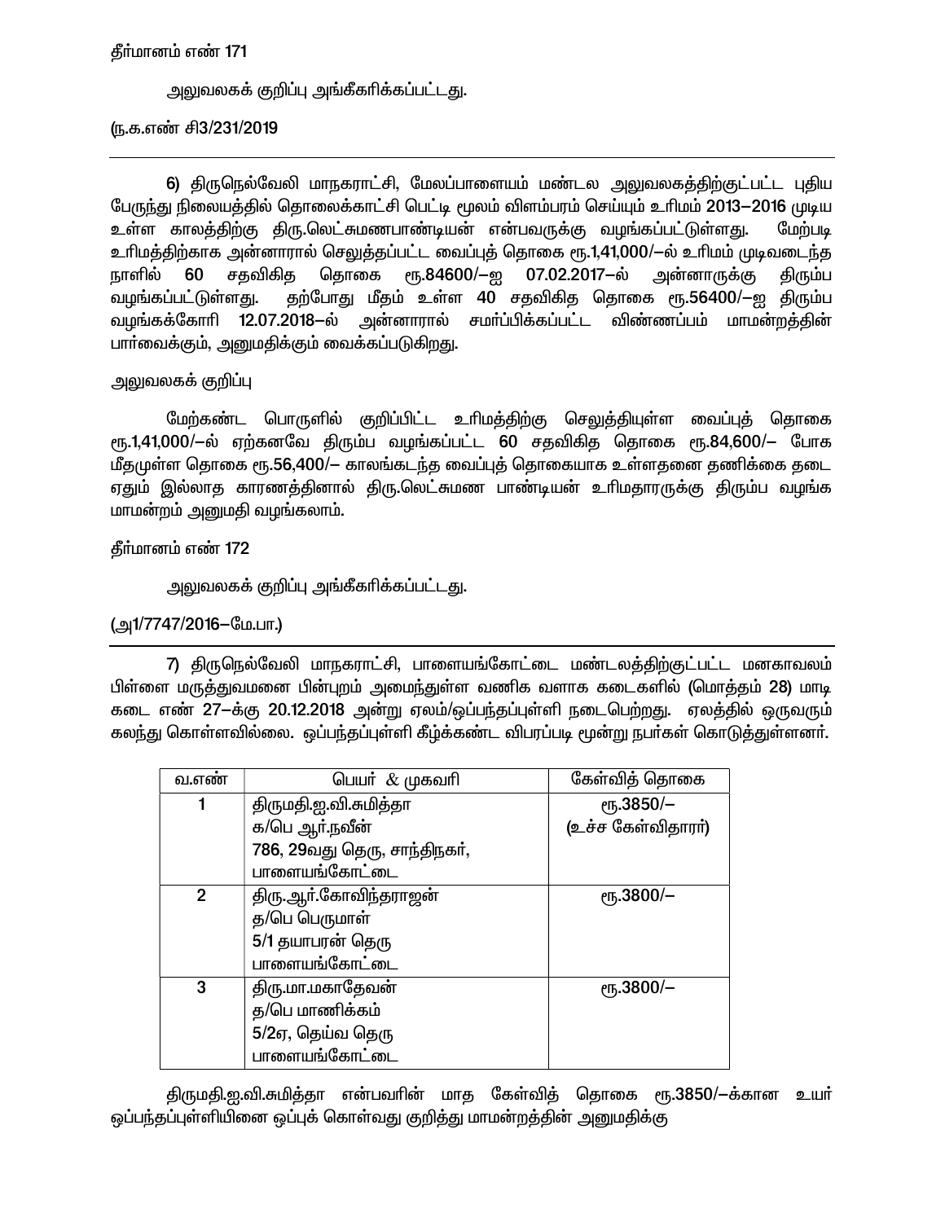தீர்மானம் எண் 171

அலுவலகக் குறிப்பு அங்கீகரிக்கப்பட்டது.

(ந.க.எண் சி3/231/2019

---

6) திருநெல்வேலி மாநகராட்சி, மேலப்பாளையம் மண்டல அலுவலகத்திற்குட்பட்ட புதிய பேருந்து நிலையத்தில் தொலைக்காட்சி பெட்டி மூலம் விளம்பரம் செய்யும் உரிமம் 2013–2016 முடிய உள்ள காலத்திற்கு திரு.லெட்சுமணபாண்டியன் என்பவருக்கு வழங்கப்பட்டுள்ளது. மேற்படி உரிமத்திற்காக அன்னாரால் செலுத்தப்பட்ட வைப்புத் தொகை ரூ.1,41,000/–ல் உரிமம் முடிவடைந்த நாளில் 60 சதவிகித தொகை ரூ.84600/–ஐ 07.02.2017–ல் அன்னாருக்கு திரும்ப வழங்கப்பட்டுள்ளது. தற்போது மீதம் உள்ள 40 சதவிகித தொகை ரூ.56400/–ஐ திரும்ப வழங்கக்கோரி 12.07.2018–ல் அன்னாரால் சமர்ப்பிக்கப்பட்ட விண்ணப்பம் மாமன்றத்தின் பார்வைக்கும், அனுமதிக்கும் வைக்கப்படுகிறது.

அலுவலகக் குறிப்பு

மேற்கண்ட பொருளில் குறிப்பிட்ட உரிமத்திற்கு செலுத்தியுள்ள வைப்புத் தொகை ரூ.1,41,000/–ல் ஏற்கனவே திரும்ப வழங்கப்பட்ட 60 சதவிகித தொகை ரூ.84,600/– போக மீதமுள்ள தொகை ரூ.56,400/– காலங்கடந்த வைப்புத் தொகையாக உள்ளதனை தணிக்கை தடை ஏதும் இல்லாத காரணத்தினால் திரு.லெட்சுமண பாண்டியன் உரிமதாரருக்கு திரும்ப வழங்க மாமன்றம் அனுமதி வழங்கலாம்.

தீர்மானம் எண் 172

அலுவலகக் குறிப்பு அங்கீகரிக்கப்பட்டது.

(அ1/7747/2016–மே.பா.)

---

7) திருநெல்வேலி மாநகராட்சி, பாளையங்கோட்டை மண்டலத்திற்குட்பட்ட மனகாவலம் பிள்ளை மருத்துவமனை பின்புறம் அமைந்துள்ள வணிக வளாக கடைகளில் (மொத்தம் 28) மாடி கடை எண் 27–க்கு 20.12.2018 அன்று ஏலம்/ஒப்பந்தப்புள்ளி நடைபெற்றது. ஏலத்தில் ஒருவரும் கலந்து கொள்ளவில்லை. ஒப்பந்தப்புள்ளி கீழ்க்கண்ட விபரப்படி மூன்று நபர்கள் கொடுத்துள்ளனர்.

| வ.எண் | பெயர் & முகவரி | கேள்வித் தொகை |
|---|---|---|
| 1 | திருமதி.ஐ.வி.சுமித்தா<br>க/பெ ஆர்.நவீன்<br>786, 29வது தெரு, சாந்திநகர்,<br>பாளையங்கோட்டை | ரூ.3850/–<br>(உச்ச கேள்விதாரர்) |
| 2 | திரு.ஆர்.கோவிந்தராஜன்<br>த/பெ பெருமாள்<br>5/1 தயாபரன் தெரு<br>பாளையங்கோட்டை | ரூ.3800/– |
| 3 | திரு.மா.மகாதேவன்<br>த/பெ மாணிக்கம்<br>5/2ஏ, தெய்வ தெரு<br>பாளையங்கோட்டை | ரூ.3800/– |

திருமதி.ஐ.வி.சுமித்தா என்பவரின் மாத கேள்வித் தொகை ரூ.3850/–க்கான உயர் ஒப்பந்தப்புள்ளியினை ஒப்புக் கொள்வது குறித்து மாமன்றத்தின் அனுமதிக்கு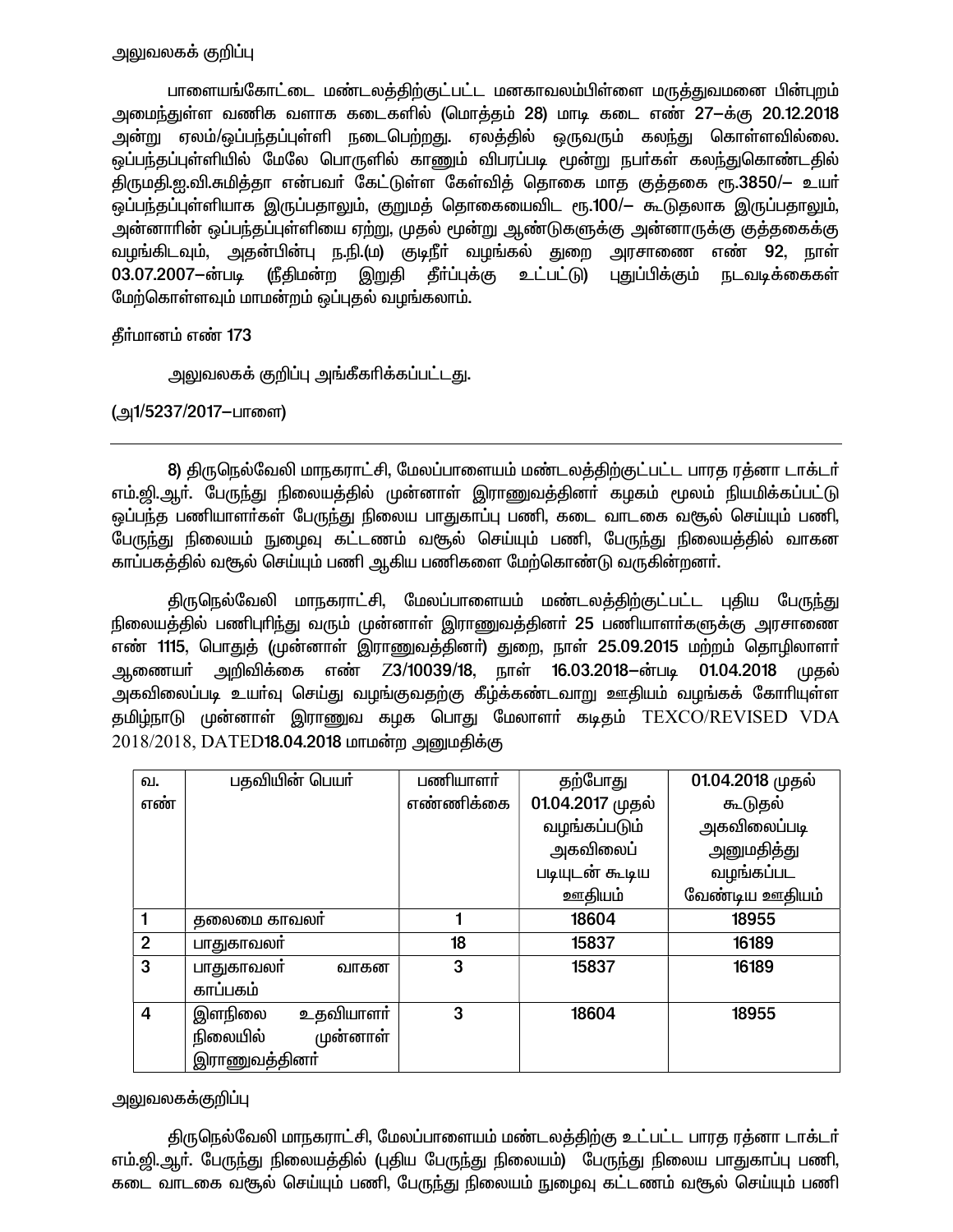அலுவலகக் குறிப்பு

பாளையங்கோட்டை மண்டலத்திற்குட்பட்ட மனகாவலம்பிள்ளை மருத்துவமனை பின்புறம் அமைந்துள்ள வணிக வளாக கடைகளில் (மொத்தம் 28) மாடி கடை எண் 27–க்கு 20.12.2018 அன்று ஏலம்/ஒப்பந்தப்புள்ளி நடைபெற்றது. ஏலத்தில் ஒருவரும் கலந்து கொள்ளவில்லை. ஒப்பந்தப்புள்ளியில் மேலே பொருளில் காணும் விபரப்படி மூன்று நபர்கள் கலந்துகொண்டதில் திருமதி.ஐ.வி.சுமித்தா என்பவர் கேட்டுள்ள கேள்வித் தொகை மாத குத்தகை ரூ.3850/– உயர் ஒப்பந்தப்புள்ளியாக இருப்பதாலும், குறுமத் தொகையைவிட ரூ.100/– கூடுதலாக இருப்பதாலும், அன்னாரின் ஒப்பந்தப்புள்ளியை ஏற்று, முதல் மூன்று ஆண்டுகளுக்கு அன்னாருக்கு குத்தகைக்கு வழங்கிடவும், அதன்பின்பு ந.நி.(ம) குடிநீர் வழங்கல் துறை அரசாணை எண் 92, நாள் 03.07.2007–ன்படி (நீதிமன்ற இறுதி தீர்ப்புக்கு உட்பட்டு) புதுப்பிக்கும் நடவடிக்கைகள் மேற்கொள்ளவும் மாமன்றம் ஒப்புதல் வழங்கலாம்.

தீர்மானம் எண் 173

அலுவலகக் குறிப்பு அங்கீகரிக்கப்பட்டது.

(அ1/5237/2017–பாளை)

---

8) திருநெல்வேலி மாநகராட்சி, மேலப்பாளையம் மண்டலத்திற்குட்பட்ட பாரத ரத்னா டாக்டர் எம்.ஜி.ஆர். பேருந்து நிலையத்தில் முன்னாள் இராணுவத்தினர் கழகம் மூலம் நியமிக்கப்பட்டு ஒப்பந்த பணியாளர்கள் பேருந்து நிலைய பாதுகாப்பு பணி, கடை வாடகை வசூல் செய்யும் பணி, பேருந்து நிலையம் நுழைவு கட்டணம் வசூல் செய்யும் பணி, பேருந்து நிலையத்தில் வாகன காப்பகத்தில் வசூல் செய்யும் பணி ஆகிய பணிகளை மேற்கொண்டு வருகின்றனர்.

திருநெல்வேலி மாநகராட்சி, மேலப்பாளையம் மண்டலத்திற்குட்பட்ட புதிய பேருந்து நிலையத்தில் பணிபுரிந்து வரும் முன்னாள் இராணுவத்தினர் 25 பணியாளர்களுக்கு அரசாணை எண் 1115, பொதுத் (முன்னாள் இராணுவத்தினர்) துறை, நாள் 25.09.2015 மற்றும் தொழிலாளர் ஆணையர் அறிவிக்கை எண் Z3/10039/18, நாள் 16.03.2018–ன்படி 01.04.2018 முதல் அகவிலைப்படி உயர்வு செய்து வழங்குவதற்கு கீழ்க்கண்டவாறு ஊதியம் வழங்கக் கோரியுள்ள தமிழ்நாடு முன்னாள் இராணுவ கழக பொது மேலாளர் கடிதம் TEXCO/REVISED VDA 2018/2018, DATED18.04.2018 மாமன்ற அனுமதிக்கு

| வ. எண் | பதவியின் பெயர் | பணியாளர் எண்ணிக்கை | தற்போது 01.04.2017 முதல் வழங்கப்படும் அகவிலைப் படியுடன் கூடிய ஊதியம் | 01.04.2018 முதல் கூடுதல் அகவிலைப்படி அனுமதித்து வழங்கப்பட வேண்டிய ஊதியம் |
|---|---|---|---|---|
| 1 | தலைமை காவலர் | 1 | 18604 | 18955 |
| 2 | பாதுகாவலர் | 18 | 15837 | 16189 |
| 3 | பாதுகாவலர் வாகன காப்பகம் | 3 | 15837 | 16189 |
| 4 | இளநிலை உதவியாளர் நிலையில் முன்னாள் இராணுவத்தினர் | 3 | 18604 | 18955 |

அலுவலகக்குறிப்பு

திருநெல்வேலி மாநகராட்சி, மேலப்பாளையம் மண்டலத்திற்கு உட்பட்ட பாரத ரத்னா டாக்டர் எம்.ஜி.ஆர். பேருந்து நிலையத்தில் (புதிய பேருந்து நிலையம்) பேருந்து நிலைய பாதுகாப்பு பணி, கடை வாடகை வசூல் செய்யும் பணி, பேருந்து நிலையம் நுழைவு கட்டணம் வசூல் செய்யும் பணி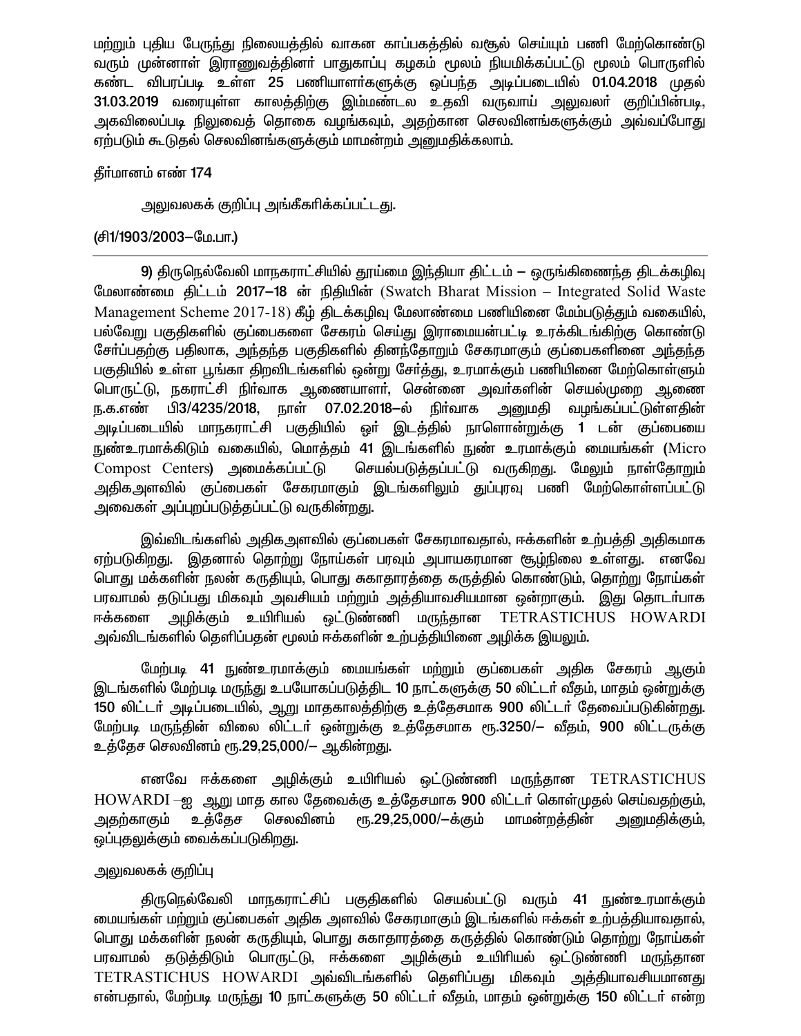மற்றும் புதிய பேருந்து நிலையத்தில் வாகன காப்பகத்தில் வசூல் செய்யும் பணி மேற்கொண்டு வரும் முன்னாள் இராணுவத்தினர் பாதுகாப்பு கழகம் மூலம் நியமிக்கப்பட்டு மூலம் பொருளில் கண்ட விபரப்படி உள்ள 25 பணியாளர்களுக்கு ஒப்பந்த அடிப்படையில் **01.04.2018** முதல் **31.03.2019** வரையுள்ள காலத்திற்கு இம்மண்டல உதவி வருவாய் அலுவலர் குறிப்பின்படி, அகவிலைப்படி நிலுவைத் தொகை வழங்கவும், அதற்கான செலவினங்களுக்கும் அவ்வப்போது ஏற்படும் கூடுதல் செலவினங்களுக்கும் மாமன்றம் அனுமதிக்கலாம்.

தீர்மானம் எண் 174

அலுவலகக் குறிப்பு அங்கீகரிக்கப்பட்டது.

**(சி1/1903/2003–மே.பா.)**

---

**9)** திருநெல்வேலி மாநகராட்சியில் தூய்மை இந்தியா திட்டம் – ஒருங்கிணைந்த திடக்கழிவு மேலாண்மை திட்டம் **2017–18** ன் நிதியின் (Swatch Bharat Mission – Integrated Solid Waste Management Scheme 2017-18) கீழ் திடக்கழிவு மேலாண்மை பணியினை மேம்படுத்தும் வகையில், பல்வேறு பகுதிகளில் குப்பைகளை சேகரம் செய்து இராமையன்பட்டி உரக்கிடங்கிற்கு கொண்டு சேர்ப்பதற்கு பதிலாக, அந்தந்த பகுதிகளில் தினந்தோறும் சேகரமாகும் குப்பைகளினை அந்தந்த பகுதியில் உள்ள பூங்கா திறவிடங்களில் ஒன்று சேர்த்து, உரமாக்கும் பணியினை மேற்கொள்ளும் பொருட்டு, நகராட்சி நிர்வாக ஆணையாளர், சென்னை அவர்களின் செயல்முறை ஆணை ந.க.எண் பி3/4235/2018, நாள் 07.02.2018–ல் நிர்வாக அனுமதி வழங்கப்பட்டுள்ளதின் அடிப்படையில் மாநகராட்சி பகுதியில் ஓர் இடத்தில் நாளொன்றுக்கு **1** டன் குப்பையை நுண்உரமாக்கிடும் வகையில், மொத்தம் **41** இடங்களில் நுண் உரமாக்கும் மையங்கள் **(Micro** Compost Centers**)** அமைக்கப்பட்டு செயல்படுத்தப்பட்டு வருகிறது. மேலும் நாள்தோறும் அதிகஅளவில் குப்பைகள் சேகரமாகும் இடங்களிலும் துப்புரவு பணி மேற்கொள்ளப்பட்டு அவைகள் அப்புறப்படுத்தப்பட்டு வருகின்றது.

இவ்விடங்களில் அதிகஅளவில் குப்பைகள் சேகரமாவதால், ஈக்களின் உற்பத்தி அதிகமாக ஏற்படுகிறது. இதனால் தொற்று நோய்கள் பரவும் அபாயகரமான சூழ்நிலை உள்ளது. எனவே பொது மக்களின் நலன் கருதியும், பொது சுகாதாரத்தை கருத்தில் கொண்டும், தொற்று நோய்கள் பரவாமல் தடுப்பது மிகவும் அவசியம் மற்றும் அத்தியாவசியமான ஒன்றாகும். இது தொடர்பாக ஈக்களை அழிக்கும் உயிரியல் ஒட்டுண்ணி மருந்தான TETRASTICHUS HOWARDI அவ்விடங்களில் தெளிப்பதன் மூலம் ஈக்களின் உற்பத்தியினை அழிக்க இயலும்.

மேற்படி **41** நுண்உரமாக்கும் மையங்கள் மற்றும் குப்பைகள் அதிக சேகரம் ஆகும் இடங்களில் மேற்படி மருந்து உபயோகப்படுத்திட **10** நாட்களுக்கு **50** லிட்டர் வீதம், மாதம் ஒன்றுக்கு **150** லிட்டர் அடிப்படையில், ஆறு மாதகாலத்திற்கு உத்தேசமாக **900** லிட்டர் தேவைப்படுகின்றது. மேற்படி மருந்தின் விலை லிட்டர் ஒன்றுக்கு உத்தேசமாக **ரூ.3250/–** வீதம், **900** லிட்டருக்கு உத்தேச செலவினம் **ரூ.29,25,000/–** ஆகின்றது.

எனவே ஈக்களை அழிக்கும் உயிரியல் ஒட்டுண்ணி மருந்தான TETRASTICHUS HOWARDI –ஐ ஆறு மாத கால தேவைக்கு உத்தேசமாக **900** லிட்டர் கொள்முதல் செய்வதற்கும், அதற்காகும் உத்தேச செலவினம் ரூ.29,25,000/–க்கும் மாமன்றத்தின் அனுமதிக்கும், ஒப்புதலுக்கும் வைக்கப்படுகிறது.

அலுவலகக் குறிப்பு

திருநெல்வேலி மாநகராட்சிப் பகுதிகளில் செயல்பட்டு வரும் **41** நுண்உரமாக்கும் மையங்கள் மற்றும் குப்பைகள் அதிக அளவில் சேகரமாகும் இடங்களில் ஈக்கள் உற்பத்தியாவதால், பொது மக்களின் நலன் கருதியும், பொது சுகாதாரத்தை கருத்தில் கொண்டும் தொற்று நோய்கள் பரவாமல் தடுத்திடும் பொருட்டு, ஈக்களை அழிக்கும் உயிரியல் ஒட்டுண்ணி மருந்தான TETRASTICHUS HOWARDI அவ்விடங்களில் தெளிப்பது மிகவும் அத்தியாவசியமானது என்பதால், மேற்படி மருந்து **10** நாட்களுக்கு **50** லிட்டர் வீதம், மாதம் ஒன்றுக்கு **150** லிட்டர் என்ற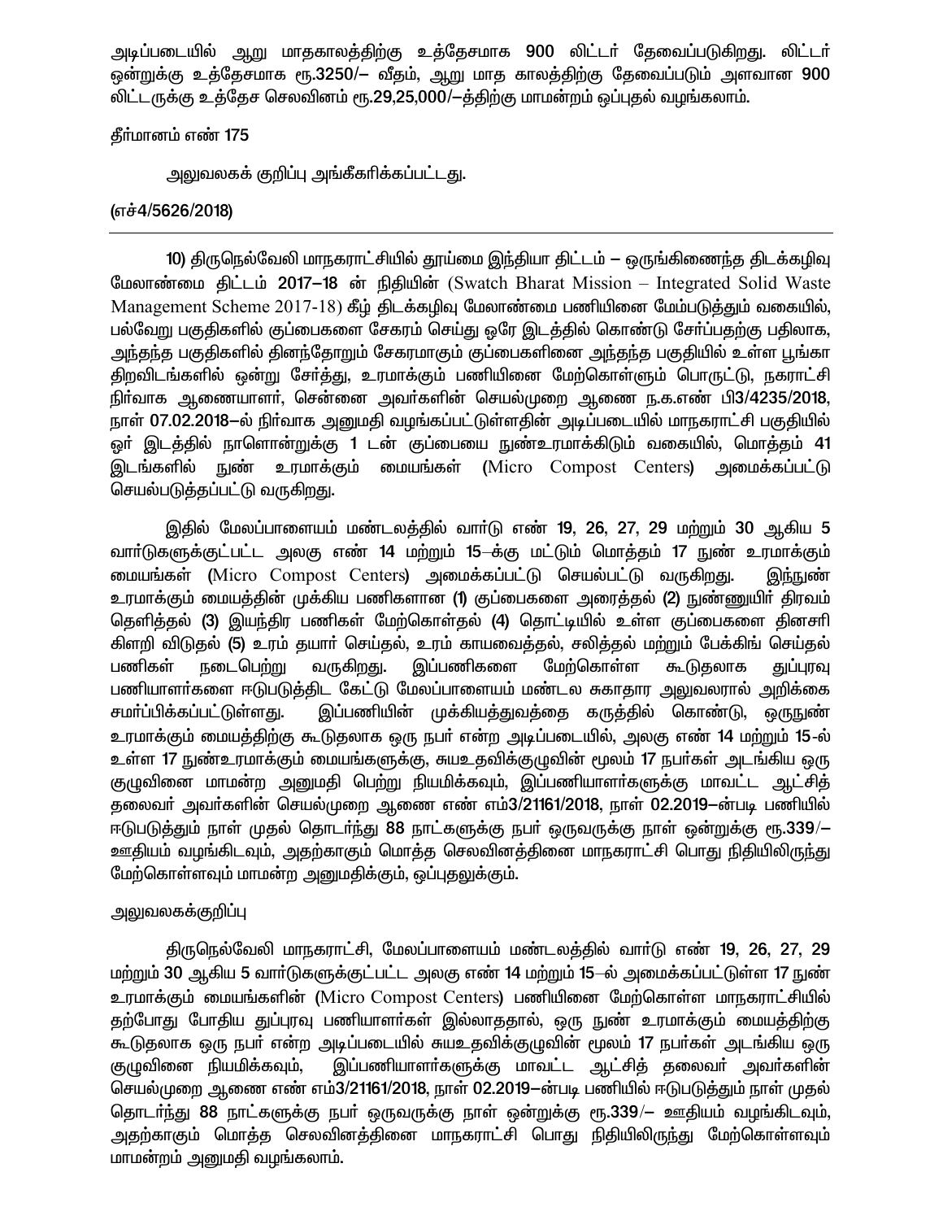அடிப்படையில் ஆறு மாதகாலத்திற்கு உத்தேசமாக 900 லிட்டர் தேவைப்படுகிறது. லிட்டர் ஒன்றுக்கு உத்தேசமாக ரூ.3250/– வீதம், ஆறு மாத காலத்திற்கு தேவைப்படும் அளவான 900 லிட்டருக்கு உத்தேச செலவினம் ரூ.29,25,000/–த்திற்கு மாமன்றம் ஒப்புதல் வழங்கலாம்.

தீர்மானம் எண் 175

அலுவலகக் குறிப்பு அங்கீகரிக்கப்பட்டது.

(எச்4/5626/2018)

---

10) திருநெல்வேலி மாநகராட்சியில் தூய்மை இந்தியா திட்டம் – ஒருங்கிணைந்த திடக்கழிவு மேலாண்மை திட்டம் 2017–18 ன் நிதியின் (Swatch Bharat Mission – Integrated Solid Waste Management Scheme 2017-18) கீழ் திடக்கழிவு மேலாண்மை பணியினை மேம்படுத்தும் வகையில், பல்வேறு பகுதிகளில் குப்பைகளை சேகரம் செய்து ஒரே இடத்தில் கொண்டு சேர்ப்பதற்கு பதிலாக, அந்தந்த பகுதிகளில் தினந்தோறும் சேகரமாகும் குப்பைகளினை அந்தந்த பகுதியில் உள்ள பூங்கா திறவிடங்களில் ஒன்று சேர்த்து, உரமாக்கும் பணியினை மேற்கொள்ளும் பொருட்டு, நகராட்சி நிர்வாக ஆணையாளர், சென்னை அவர்களின் செயல்முறை ஆணை ந.க.எண் பி3/4235/2018, நாள் 07.02.2018–ல் நிர்வாக அனுமதி வழங்கப்பட்டுள்ளதின் அடிப்படையில் மாநகராட்சி பகுதியில் ஓர் இடத்தில் நாளொன்றுக்கு 1 டன் குப்பையை நுண்உரமாக்கிடும் வகையில், மொத்தம் 41 இடங்களில் நுண் உரமாக்கும் மையங்கள் (Micro Compost Centers) அமைக்கப்பட்டு செயல்படுத்தப்பட்டு வருகிறது.

இதில் மேலப்பாளையம் மண்டலத்தில் வார்டு எண் 19, 26, 27, 29 மற்றும் 30 ஆகிய 5 வார்டுகளுக்குட்பட்ட அலகு எண் 14 மற்றும் 15–க்கு மட்டும் மொத்தம் 17 நுண் உரமாக்கும் மையங்கள் (Micro Compost Centers) அமைக்கப்பட்டு செயல்பட்டு வருகிறது. இந்நுண் உரமாக்கும் மையத்தின் முக்கிய பணிகளான (1) குப்பைகளை அரைத்தல் (2) நுண்ணுயிர் திரவம் தெளித்தல் (3) இயந்திர பணிகள் மேற்கொள்தல் (4) தொட்டியில் உள்ள குப்பைகளை தினசரி கிளறி விடுதல் (5) உரம் தயார் செய்தல், உரம் காயவைத்தல், சலித்தல் மற்றும் பேக்கிங் செய்தல் பணிகள் நடைபெற்று வருகிறது. இப்பணிகளை மேற்கொள்ள கூடுதலாக துப்புரவு பணியாளர்களை ஈடுபடுத்திட கேட்டு மேலப்பாளையம் மண்டல சுகாதார அலுவலரால் அறிக்கை சமர்ப்பிக்கப்பட்டுள்ளது. இப்பணியின் முக்கியத்துவத்தை கருத்தில் கொண்டு, ஒருநுண் உரமாக்கும் மையத்திற்கு கூடுதலாக ஒரு நபர் என்ற அடிப்படையில், அலகு எண் 14 மற்றும் 15-ல் உள்ள 17 நுண்உரமாக்கும் மையங்களுக்கு, சுயஉதவிக்குழுவின் மூலம் 17 நபர்கள் அடங்கிய ஒரு குழுவினை மாமன்ற அனுமதி பெற்று நியமிக்கவும், இப்பணியாளர்களுக்கு மாவட்ட ஆட்சித் தலைவர் அவர்களின் செயல்முறை ஆணை எண் எம்3/21161/2018, நாள் 02.2019–ன்படி பணியில் ஈடுபடுத்தும் நாள் முதல் தொடர்ந்து 88 நாட்களுக்கு நபர் ஒருவருக்கு நாள் ஒன்றுக்கு ரூ.339/– ஊதியம் வழங்கிடவும், அதற்காகும் மொத்த செலவினத்தினை மாநகராட்சி பொது நிதியிலிருந்து மேற்கொள்ளவும் மாமன்ற அனுமதிக்கும், ஒப்புதலுக்கும்.

அலுவலகக்குறிப்பு

திருநெல்வேலி மாநகராட்சி, மேலப்பாளையம் மண்டலத்தில் வார்டு எண் 19, 26, 27, 29 மற்றும் 30 ஆகிய 5 வார்டுகளுக்குட்பட்ட அலகு எண் 14 மற்றும் 15–ல் அமைக்கப்பட்டுள்ள 17 நுண் உரமாக்கும் மையங்களின் (Micro Compost Centers) பணியினை மேற்கொள்ள மாநகராட்சியில் தற்போது போதிய துப்புரவு பணியாளர்கள் இல்லாததால், ஒரு நுண் உரமாக்கும் மையத்திற்கு கூடுதலாக ஒரு நபர் என்ற அடிப்படையில் சுயஉதவிக்குழுவின் மூலம் 17 நபர்கள் அடங்கிய ஒரு குழுவினை நியமிக்கவும், இப்பணியாளர்களுக்கு மாவட்ட ஆட்சித் தலைவர் அவர்களின் செயல்முறை ஆணை எண் எம்3/21161/2018, நாள் 02.2019–ன்படி பணியில் ஈடுபடுத்தும் நாள் முதல் தொடர்ந்து 88 நாட்களுக்கு நபர் ஒருவருக்கு நாள் ஒன்றுக்கு ரூ.339/– ஊதியம் வழங்கிடவும், அதற்காகும் மொத்த செலவினத்தினை மாநகராட்சி பொது நிதியிலிருந்து மேற்கொள்ளவும் மாமன்றம் அனுமதி வழங்கலாம்.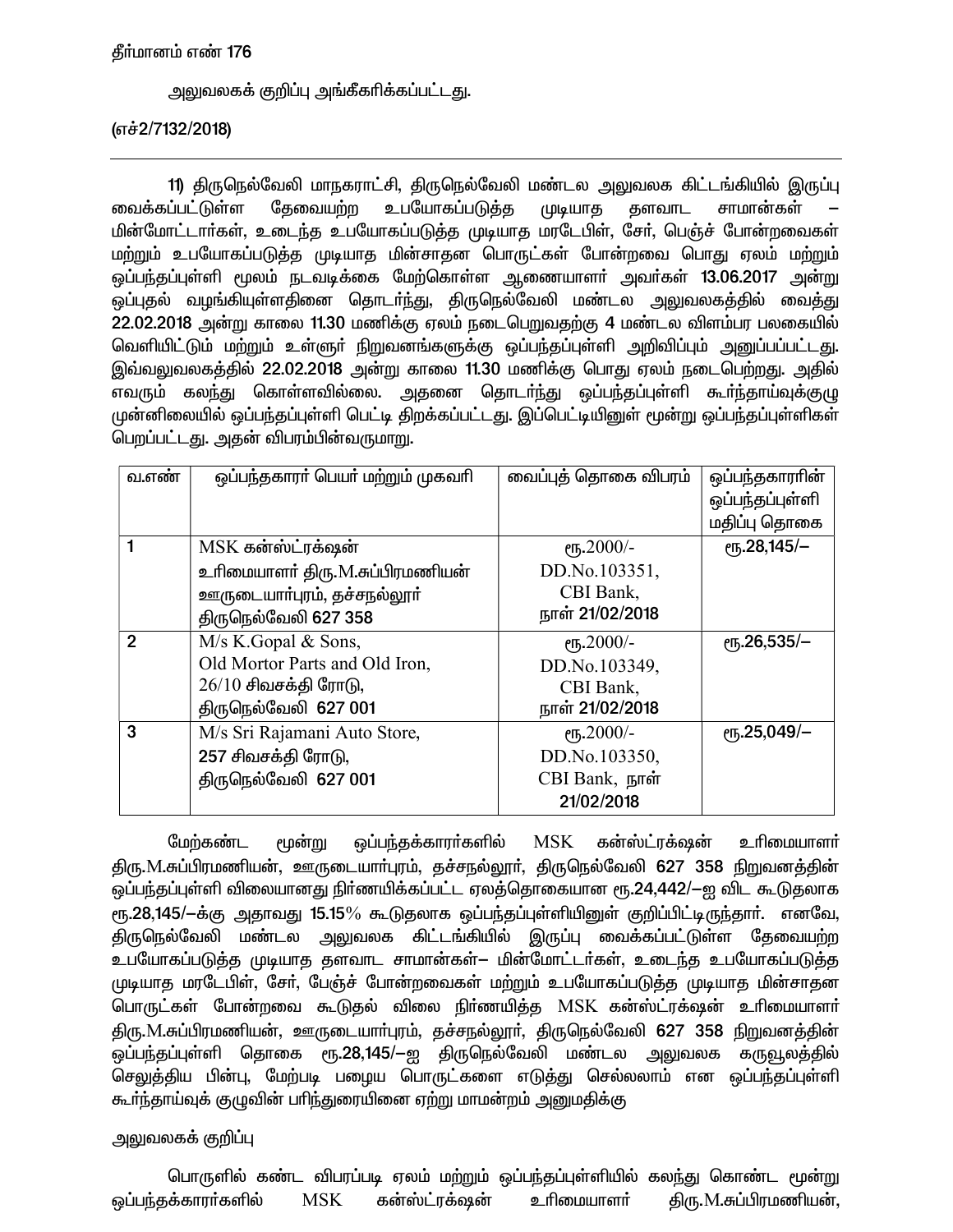தீர்மானம் எண் 176

அலுவலகக் குறிப்பு அங்கீகரிக்கப்பட்டது.

(எச்2/7132/2018)

---

**11)** திருநெல்வேலி மாநகராட்சி, திருநெல்வேலி மண்டல அலுவலக கிட்டங்கியில் இருப்பு வைக்கப்பட்டுள்ள தேவையற்ற உபயோகப்படுத்த முடியாத தளவாட சாமான்கள் – மின்மோட்டார்கள், உடைந்த உபயோகப்படுத்த முடியாத மரடேபிள், சேர், பெஞ்ச் போன்றவைகள் மற்றும் உபயோகப்படுத்த முடியாத மின்சாதன பொருட்கள் போன்றவை பொது ஏலம் மற்றும் ஒப்பந்தப்புள்ளி மூலம் நடவடிக்கை மேற்கொள்ள ஆணையாளர் அவர்கள் 13.06.2017 அன்று ஒப்புதல் வழங்கியுள்ளதினை தொடர்ந்து, திருநெல்வேலி மண்டல அலுவலகத்தில் வைத்து 22.02.2018 அன்று காலை 11.30 மணிக்கு ஏலம் நடைபெறுவதற்கு 4 மண்டல விளம்பர பலகையில் வெளியிட்டும் மற்றும் உள்ளூர் நிறுவனங்களுக்கு ஒப்பந்தப்புள்ளி அறிவிப்பும் அனுப்பப்பட்டது. இவ்வலுவலகத்தில் 22.02.2018 அன்று காலை 11.30 மணிக்கு பொது ஏலம் நடைபெற்றது. அதில் எவரும் கலந்து கொள்ளவில்லை. அதனை தொடர்ந்து ஒப்பந்தப்புள்ளி கூர்ந்தாய்வுக்குழு முன்னிலையில் ஒப்பந்தப்புள்ளி பெட்டி திறக்கப்பட்டது. இப்பெட்டியினுள் மூன்று ஒப்பந்தப்புள்ளிகள் பெறப்பட்டது. அதன் விபரம்பின்வருமாறு.

| வ.எண் | ஒப்பந்தகாரர் பெயர் மற்றும் முகவரி | வைப்புத் தொகை விபரம் | ஒப்பந்தகாரரின் ஒப்பந்தப்புள்ளி மதிப்பு தொகை |
|---|---|---|---|
| 1 | MSK கன்ஸ்ட்ரக்ஷன் உரிமையாளர் திரு.M.சுப்பிரமணியன் ஊருடையார்புரம், தச்சநல்லூர் திருநெல்வேலி 627 358 | ரூ.2000/- DD.No.103351, CBI Bank, நாள் 21/02/2018 | ரூ.28,145/– |
| 2 | M/s K.Gopal & Sons, Old Mortor Parts and Old Iron, 26/10 சிவசக்தி ரோடு, திருநெல்வேலி 627 001 | ரூ.2000/- DD.No.103349, CBI Bank, நாள் 21/02/2018 | ரூ.26,535/– |
| 3 | M/s Sri Rajamani Auto Store, 257 சிவசக்தி ரோடு, திருநெல்வேலி 627 001 | ரூ.2000/- DD.No.103350, CBI Bank, நாள் 21/02/2018 | ரூ.25,049/– |

மேற்கண்ட மூன்று ஒப்பந்தக்காரர்களில் MSK கன்ஸ்ட்ரக்ஷன் உரிமையாளர் திரு.M.சுப்பிரமணியன், ஊருடையார்புரம், தச்சநல்லூர், திருநெல்வேலி 627 358 நிறுவனத்தின் ஒப்பந்தப்புள்ளி விலையானது நிர்ணயிக்கப்பட்ட ஏலத்தொகையான ரூ.24,442/–ஐ விட கூடுதலாக ரூ.28,145/–க்கு அதாவது 15.15% கூடுதலாக ஒப்பந்தப்புள்ளியினுள் குறிப்பிட்டிருந்தார். எனவே, திருநெல்வேலி மண்டல அலுவலக கிட்டங்கியில் இருப்பு வைக்கப்பட்டுள்ள தேவையற்ற உபயோகப்படுத்த முடியாத தளவாட சாமான்கள்– மின்மோட்டர்கள், உடைந்த உபயோகப்படுத்த முடியாத மரடேபிள், சேர், பேஞ்ச் போன்றவைகள் மற்றும் உபயோகப்படுத்த முடியாத மின்சாதன பொருட்கள் போன்றவை கூடுதல் விலை நிர்ணயித்த MSK கன்ஸ்ட்ரக்ஷன் உரிமையாளர் திரு.M.சுப்பிரமணியன், ஊருடையார்புரம், தச்சநல்லூர், திருநெல்வேலி 627 358 நிறுவனத்தின் ஒப்பந்தப்புள்ளி தொகை ரூ.28,145/–ஐ திருநெல்வேலி மண்டல அலுவலக கருவூலத்தில் செலுத்திய பின்பு, மேற்படி பழைய பொருட்களை எடுத்து செல்லலாம் என ஒப்பந்தப்புள்ளி கூர்ந்தாய்வுக் குழுவின் பரிந்துரையினை ஏற்று மாமன்றம் அனுமதிக்கு

அலுவலகக் குறிப்பு

பொருளில் கண்ட விபரப்படி ஏலம் மற்றும் ஒப்பந்தப்புள்ளியில் கலந்து கொண்ட மூன்று ஒப்பந்தக்காரர்களில் MSK கன்ஸ்ட்ரக்ஷன் உரிமையாளர் திரு.M.சுப்பிரமணியன்,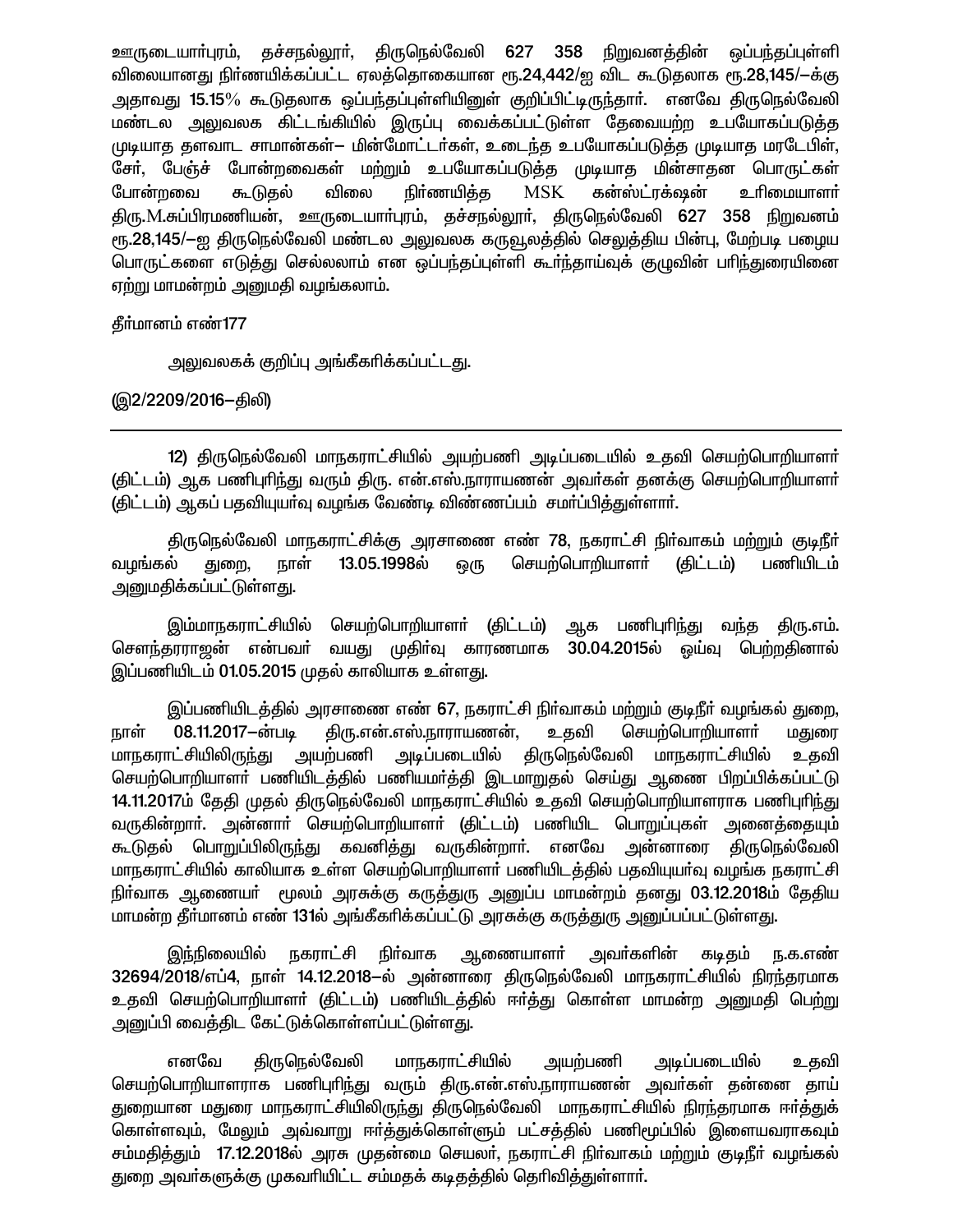ஊருடையார்புரம், தச்சநல்லூர், திருநெல்வேலி 627 358 நிறுவனத்தின் ஒப்பந்தப்புள்ளி விலையானது நிர்ணயிக்கப்பட்ட ஏலத்தொகையான ரூ.24,442/ஐ விட கூடுதலாக ரூ.28,145/–க்கு அதாவது 15.15% கூடுதலாக ஒப்பந்தப்புள்ளியினுள் குறிப்பிட்டிருந்தார். எனவே திருநெல்வேலி மண்டல அலுவலக கிட்டங்கியில் இருப்பு வைக்கப்பட்டுள்ள தேவையற்ற உபயோகப்படுத்த முடியாத தளவாட சாமான்கள்– மின்மோட்டர்கள், உடைந்த உபயோகப்படுத்த முடியாத மரடேபிள், சேர், பேஞ்ச் போன்றவைகள் மற்றும் உபயோகப்படுத்த முடியாத மின்சாதன பொருட்கள் போன்றவை கூடுதல் விலை நிர்ணயித்த MSK கன்ஸ்ட்ரக்ஷன் உரிமையாளர் திரு.M.சுப்பிரமணியன், ஊருடையார்புரம், தச்சநல்லூர், திருநெல்வேலி 627 358 நிறுவனம் ரூ.28,145/–ஐ திருநெல்வேலி மண்டல அலுவலக கருவூலத்தில் செலுத்திய பின்பு, மேற்படி பழைய பொருட்களை எடுத்து செல்லலாம் என ஒப்பந்தப்புள்ளி கூர்ந்தாய்வுக் குழுவின் பரிந்துரையினை ஏற்று மாமன்றம் அனுமதி வழங்கலாம்.

தீர்மானம் எண்177

அலுவலகக் குறிப்பு அங்கீகரிக்கப்பட்டது.

(இ2/2209/2016–திலி)

---

12) திருநெல்வேலி மாநகராட்சியில் அயற்பணி அடிப்படையில் உதவி செயற்பொறியாளர் (திட்டம்) ஆக பணிபுரிந்து வரும் திரு. என்.எஸ்.நாராயணன் அவர்கள் தனக்கு செயற்பொறியாளர் (திட்டம்) ஆகப் பதவியுயர்வு வழங்க வேண்டி விண்ணப்பம் சமர்ப்பித்துள்ளார்.

திருநெல்வேலி மாநகராட்சிக்கு அரசாணை எண் 78, நகராட்சி நிர்வாகம் மற்றும் குடிநீர் வழங்கல் துறை, நாள் 13.05.1998ல் ஒரு செயற்பொறியாளர் (திட்டம்) பணியிடம் அனுமதிக்கப்பட்டுள்ளது.

இம்மாநகராட்சியில் செயற்பொறியாளர் (திட்டம்) ஆக பணிபுரிந்து வந்த திரு.எம். சௌந்தரராஜன் என்பவர் வயது முதிர்வு காரணமாக 30.04.2015ல் ஓய்வு பெற்றதினால் இப்பணியிடம் 01.05.2015 முதல் காலியாக உள்ளது.

இப்பணியிடத்தில் அரசாணை எண் 67, நகராட்சி நிர்வாகம் மற்றும் குடிநீர் வழங்கல் துறை, நாள் 08.11.2017–ன்படி திரு.என்.எஸ்.நாராயணன், உதவி செயற்பொறியாளர் மதுரை மாநகராட்சியிலிருந்து அயற்பணி அடிப்படையில் திருநெல்வேலி மாநகராட்சியில் உதவி செயற்பொறியாளர் பணியிடத்தில் பணியமர்த்தி இடமாறுதல் செய்து ஆணை பிறப்பிக்கப்பட்டு 14.11.2017ம் தேதி முதல் திருநெல்வேலி மாநகராட்சியில் உதவி செயற்பொறியாளராக பணிபுரிந்து வருகின்றார். அன்னார் செயற்பொறியாளர் (திட்டம்) பணியிட பொறுப்புகள் அனைத்தையும் கூடுதல் பொறுப்பிலிருந்து கவனித்து வருகின்றார். எனவே அன்னாரை திருநெல்வேலி மாநகராட்சியில் காலியாக உள்ள செயற்பொறியாளர் பணியிடத்தில் பதவியுயர்வு வழங்க நகராட்சி நிர்வாக ஆணையர் மூலம் அரசுக்கு கருத்துரு அனுப்ப மாமன்றம் தனது 03.12.2018ம் தேதிய மாமன்ற தீர்மானம் எண் 131ல் அங்கீகரிக்கப்பட்டு அரசுக்கு கருத்துரு அனுப்பப்பட்டுள்ளது.

இந்நிலையில் நகராட்சி நிர்வாக ஆணையாளர் அவர்களின் கடிதம் ந.க.எண் 32694/2018/எப்4, நாள் 14.12.2018–ல் அன்னாரை திருநெல்வேலி மாநகராட்சியில் நிரந்தரமாக உதவி செயற்பொறியாளர் (திட்டம்) பணியிடத்தில் ஈர்த்து கொள்ள மாமன்ற அனுமதி பெற்று அனுப்பி வைத்திட கேட்டுக்கொள்ளப்பட்டுள்ளது.

எனவே திருநெல்வேலி மாநகராட்சியில் அயற்பணி அடிப்படையில் உதவி செயற்பொறியாளராக பணிபுரிந்து வரும் திரு.என்.எஸ்.நாராயணன் அவர்கள் தன்னை தாய் துறையான மதுரை மாநகராட்சியிலிருந்து திருநெல்வேலி மாநகராட்சியில் நிரந்தரமாக ஈர்த்துக் கொள்ளவும், மேலும் அவ்வாறு ஈர்த்துக்கொள்ளும் பட்சத்தில் பணிமூப்பில் இளையவராகவும் சம்மதித்தும் 17.12.2018ல் அரசு முதன்மை செயலர், நகராட்சி நிர்வாகம் மற்றும் குடிநீர் வழங்கல் துறை அவர்களுக்கு முகவரியிட்ட சம்மதக் கடிதத்தில் தெரிவித்துள்ளார்.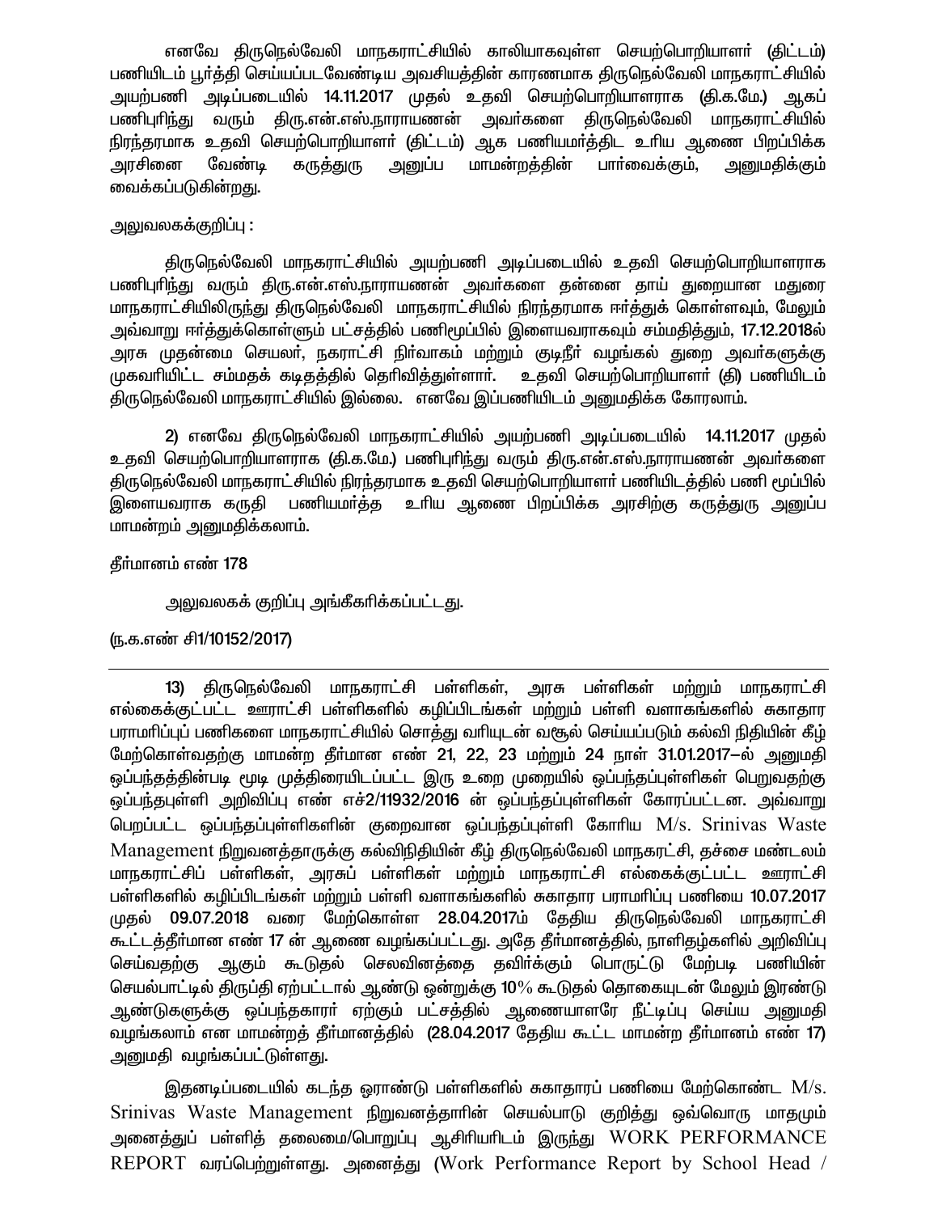எனவே திருநெல்வேலி மாநகராட்சியில் காலியாகவுள்ள செயற்பொறியாளர் (திட்டம்) பணியிடம் பூர்த்தி செய்யப்படவேண்டிய அவசியத்தின் காரணமாக திருநெல்வேலி மாநகராட்சியில் அயற்பணி அடிப்படையில் 14.11.2017 முதல் உதவி செயற்பொறியாளராக (தி.க.மே.) ஆகப் பணிபுரிந்து வரும் திரு.என்.எஸ்.நாராயணன் அவர்களை திருநெல்வேலி மாநகராட்சியில் நிரந்தரமாக உதவி செயற்பொறியாளர் (திட்டம்) ஆக பணியமர்த்திட உரிய ஆணை பிறப்பிக்க அரசினை வேண்டி கருத்துரு அனுப்ப மாமன்றத்தின் பார்வைக்கும், அனுமதிக்கும் வைக்கப்படுகின்றது.

அலுவலகக்குறிப்பு :

திருநெல்வேலி மாநகராட்சியில் அயற்பணி அடிப்படையில் உதவி செயற்பொறியாளராக பணிபுரிந்து வரும் திரு.என்.எஸ்.நாராயணன் அவர்களை தன்னை தாய் துறையான மதுரை மாநகராட்சியிலிருந்து திருநெல்வேலி மாநகராட்சியில் நிரந்தரமாக ஈர்த்துக் கொள்ளவும், மேலும் அவ்வாறு ஈர்த்துக்கொள்ளும் பட்சத்தில் பணிமூப்பில் இளையவராகவும் சம்மதித்தும், 17.12.2018ல் அரசு முதன்மை செயலர், நகராட்சி நிர்வாகம் மற்றும் குடிநீர் வழங்கல் துறை அவர்களுக்கு முகவரியிட்ட சம்மதக் கடிதத்தில் தெரிவித்துள்ளார். உதவி செயற்பொறியாளர் (தி) பணியிடம் திருநெல்வேலி மாநகராட்சியில் இல்லை. எனவே இப்பணியிடம் அனுமதிக்க கோரலாம்.

2) எனவே திருநெல்வேலி மாநகராட்சியில் அயற்பணி அடிப்படையில் 14.11.2017 முதல் உதவி செயற்பொறியாளராக (தி.க.மே.) பணிபுரிந்து வரும் திரு.என்.எஸ்.நாராயணன் அவர்களை திருநெல்வேலி மாநகராட்சியில் நிரந்தரமாக உதவி செயற்பொறியாளர் பணியிடத்தில் பணி மூப்பில் இளையவராக கருதி பணியமர்த்த உரிய ஆணை பிறப்பிக்க அரசிற்கு கருத்துரு அனுப்ப மாமன்றம் அனுமதிக்கலாம்.

தீர்மானம் எண் 178

அலுவலகக் குறிப்பு அங்கீகரிக்கப்பட்டது.

(ந.க.எண் சி1/10152/2017)

---

13) திருநெல்வேலி மாநகராட்சி பள்ளிகள், அரசு பள்ளிகள் மற்றும் மாநகராட்சி எல்லைக்குட்பட்ட ஊராட்சி பள்ளிகளில் கழிப்பிடங்கள் மற்றும் பள்ளி வளாகங்களில் சுகாதார பராமரிப்புப் பணிகளை மாநகராட்சியில் சொத்து வரியுடன் வசூல் செய்யப்படும் கல்வி நிதியின் கீழ் மேற்கொள்வதற்கு மாமன்ற தீர்மான எண் 21, 22, 23 மற்றும் 24 நாள் 31.01.2017–ல் அனுமதி ஒப்பந்தத்தின்படி மூடி முத்திரையிடப்பட்ட இரு உறை முறையில் ஒப்பந்தப்புள்ளிகள் பெறுவதற்கு ஒப்பந்தபுள்ளி அறிவிப்பு எண் எச்2/11932/2016 ன் ஒப்பந்தப்புள்ளிகள் கோரப்பட்டன. அவ்வாறு பெறப்பட்ட ஒப்பந்தப்புள்ளிகளின் குறைவான ஒப்பந்தப்புள்ளி கோரிய M/s. Srinivas Waste Management நிறுவனத்தாருக்கு கல்விநிதியின் கீழ் திருநெல்வேலி மாநகரட்சி, தச்சை மண்டலம் மாநகராட்சிப் பள்ளிகள், அரசுப் பள்ளிகள் மற்றும் மாநகராட்சி எல்லைக்குட்பட்ட ஊராட்சி பள்ளிகளில் கழிப்பிடங்கள் மற்றும் பள்ளி வளாகங்களில் சுகாதார பராமரிப்பு பணியை 10.07.2017 முதல் 09.07.2018 வரை மேற்கொள்ள 28.04.2017ம் தேதிய திருநெல்வேலி மாநகராட்சி கூட்டத்தீர்மான எண் 17 ன் ஆணை வழங்கப்பட்டது. அதே தீர்மானத்தில், நாளிதழ்களில் அறிவிப்பு செய்வதற்கு ஆகும் கூடுதல் செலவினத்தை தவிர்க்கும் பொருட்டு மேற்படி பணியின் செயல்பாட்டில் திருப்தி ஏற்பட்டால் ஆண்டு ஒன்றுக்கு 10% கூடுதல் தொகையுடன் மேலும் இரண்டு ஆண்டுகளுக்கு ஒப்பந்தகாரர் ஏற்கும் பட்சத்தில் ஆணையாளரே நீட்டிப்பு செய்ய அனுமதி வழங்கலாம் என மாமன்றத் தீர்மானத்தில் (28.04.2017 தேதிய கூட்ட மாமன்ற தீர்மானம் எண் 17) அனுமதி வழங்கப்பட்டுள்ளது.

இதனடிப்படையில் கடந்த ஓராண்டு பள்ளிகளில் சுகாதாரப் பணியை மேற்கொண்ட M/s. Srinivas Waste Management நிறுவனத்தாரின் செயல்பாடு குறித்து ஒவ்வொரு மாதமும் அனைத்துப் பள்ளித் தலைமை/பொறுப்பு ஆசிரியரிடம் இருந்து WORK PERFORMANCE REPORT வரப்பெற்றுள்ளது. அனைத்து (Work Performance Report by School Head /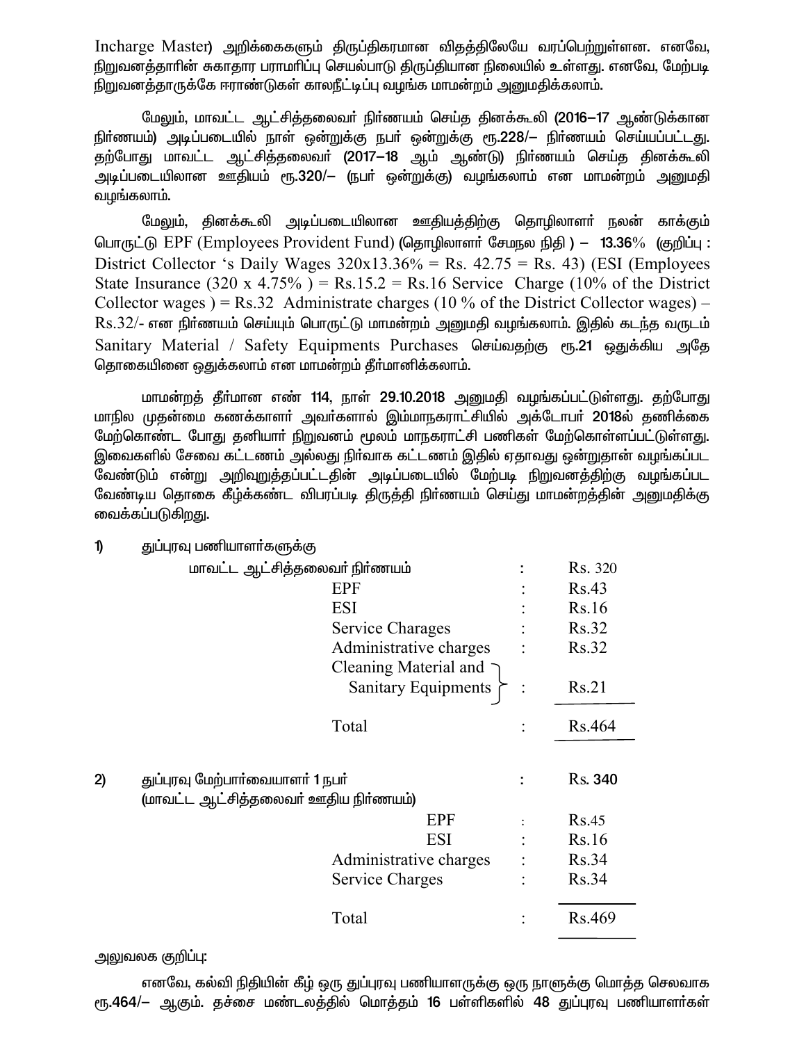Incharge Master) அறிக்கைகளும் திருப்திகரமான விதத்திலேயே வரப்பெற்றுள்ளன. எனவே, நிறுவனத்தாரின் சுகாதார பராமரிப்பு செயல்பாடு திருப்தியான நிலையில் உள்ளது. எனவே, மேற்படி நிறுவனத்தாருக்கே ஈராண்டுகள் காலநீட்டிப்பு வழங்க மாமன்றம் அனுமதிக்கலாம்.

மேலும், மாவட்ட ஆட்சித்தலைவர் நிர்ணயம் செய்த தினக்கூலி (2016–17 ஆண்டுக்கான நிர்ணயம்) அடிப்படையில் நாள் ஒன்றுக்கு நபர் ஒன்றுக்கு ரூ.228/– நிர்ணயம் செய்யப்பட்டது. தற்போது மாவட்ட ஆட்சித்தலைவர் (2017–18 ஆம் ஆண்டு) நிர்ணயம் செய்த தினக்கூலி அடிப்படையிலான ஊதியம் ரூ.320/– (நபர் ஒன்றுக்கு) வழங்கலாம் என மாமன்றம் அனுமதி வழங்கலாம்.

மேலும், தினக்கூலி அடிப்படையிலான ஊதியத்திற்கு தொழிலாளர் நலன் காக்கும் பொருட்டு EPF (Employees Provident Fund) (தொழிலாளர் சேமநல நிதி ) – 13.36% (குறிப்பு : District Collector 's Daily Wages 320x13.36% = Rs. 42.75 = Rs. 43) (ESI (Employees State Insurance (320 x 4.75% ) = Rs.15.2 = Rs.16 Service Charge (10% of the District Collector wages ) = Rs.32 Administrate charges (10 % of the District Collector wages) – Rs.32/- என நிர்ணயம் செய்யும் பொருட்டு மாமன்றம் அனுமதி வழங்கலாம். இதில் கடந்த வருடம் Sanitary Material / Safety Equipments Purchases செய்வதற்கு ரூ.21 ஒதுக்கிய அதே தொகையினை ஒதுக்கலாம் என மாமன்றம் தீர்மானிக்கலாம்.

மாமன்றத் தீர்மான எண் 114, நாள் 29.10.2018 அனுமதி வழங்கப்பட்டுள்ளது. தற்போது மாநில முதன்மை கணக்காளர் அவர்களால் இம்மாநகராட்சியில் அக்டோபர் 2018ல் தணிக்கை மேற்கொண்ட போது தனியார் நிறுவனம் மூலம் மாநகராட்சி பணிகள் மேற்கொள்ளப்பட்டுள்ளது. இவைகளில் சேவை கட்டணம் அல்லது நிர்வாக கட்டணம் இதில் ஏதாவது ஒன்றுதான் வழங்கப்பட வேண்டும் என்று அறிவுறுத்தப்பட்டதின் அடிப்படையில் மேற்படி நிறுவனத்திற்கு வழங்கப்பட வேண்டிய தொகை கீழ்க்கண்ட விபரப்படி திருத்தி நிர்ணயம் செய்து மாமன்றத்தின் அனுமதிக்கு வைக்கப்படுகிறது.

1) துப்புரவு பணியாளர்களுக்கு

| | | |
|---|---|---|
| மாவட்ட ஆட்சித்தலைவர் நிர்ணயம் | : | Rs. 320 |
| EPF | : | Rs.43 |
| ESI | : | Rs.16 |
| Service Charages | : | Rs.32 |
| Administrative charges | : | Rs.32 |
| Cleaning Material and Sanitary Equipments | : | Rs.21 |
| Total | : | Rs.464 |

2) துப்புரவு மேற்பார்வையாளர் 1 நபர் (மாவட்ட ஆட்சித்தலைவர் ஊதிய நிர்ணயம்)

| | | |
|---|---|---|
| துப்புரவு மேற்பார்வையாளர் 1 நபர் (மாவட்ட ஆட்சித்தலைவர் ஊதிய நிர்ணயம்) | : | Rs. 340 |
| EPF | : | Rs.45 |
| ESI | : | Rs.16 |
| Administrative charges | : | Rs.34 |
| Service Charges | : | Rs.34 |
| Total | : | Rs.469 |

அலுவலக குறிப்பு:

எனவே, கல்வி நிதியின் கீழ் ஒரு துப்புரவு பணியாளருக்கு ஒரு நாளுக்கு மொத்த செலவாக ரூ.464/– ஆகும். தச்சை மண்டலத்தில் மொத்தம் 16 பள்ளிகளில் 48 துப்புரவு பணியாளர்கள்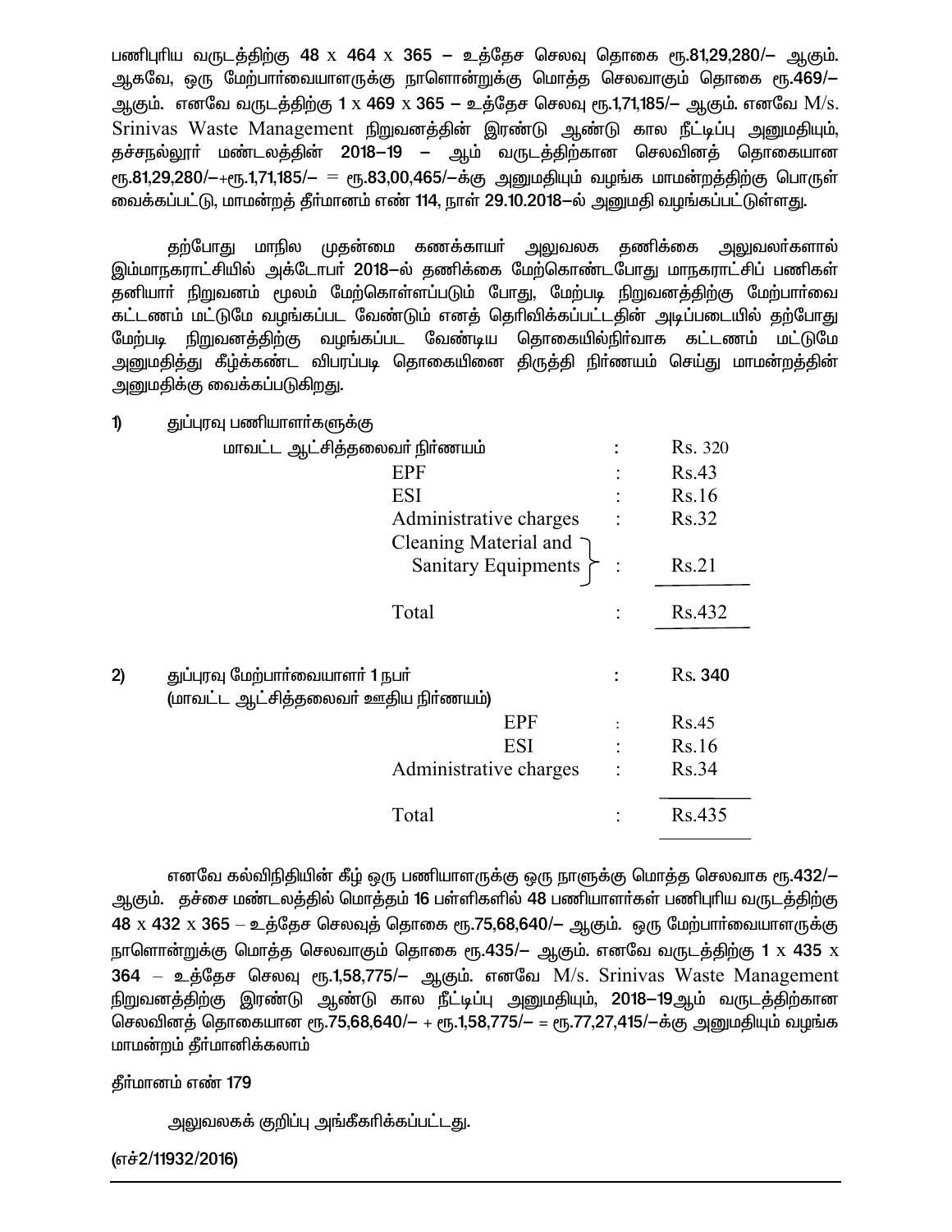பணிபுரிய வருடத்திற்கு 48 x 464 x 365 – உத்தேச செலவு தொகை ரூ.81,29,280/– ஆகும். ஆகவே, ஒரு மேற்பார்வையாளருக்கு நாளொன்றுக்கு மொத்த செலவாகும் தொகை ரூ.469/– ஆகும். எனவே வருடத்திற்கு 1 x 469 x 365 – உத்தேச செலவு ரூ.1,71,185/– ஆகும். எனவே M/s. Srinivas Waste Management நிறுவனத்தின் இரண்டு ஆண்டு கால நீட்டிப்பு அனுமதியும், தச்சநல்லூர் மண்டலத்தின் 2018–19 – ஆம் வருடத்திற்கான செலவினத் தொகையான ரூ.81,29,280/–+ரூ.1,71,185/– = ரூ.83,00,465/–க்கு அனுமதியும் வழங்க மாமன்றத்திற்கு பொருள் வைக்கப்பட்டு, மாமன்றத் தீர்மானம் எண் 114, நாள் 29.10.2018–ல் அனுமதி வழங்கப்பட்டுள்ளது.

தற்போது மாநில முதன்மை கணக்காயர் அலுவலக தணிக்கை அலுவலர்களால் இம்மாநகராட்சியில் அக்டோபர் 2018–ல் தணிக்கை மேற்கொண்டபோது மாநகராட்சிப் பணிகள் தனியார் நிறுவனம் மூலம் மேற்கொள்ளப்படும் போது, மேற்படி நிறுவனத்திற்கு மேற்பார்வை கட்டணம் மட்டுமே வழங்கப்பட வேண்டும் எனத் தெரிவிக்கப்பட்டதின் அடிப்படையில் தற்போது மேற்படி நிறுவனத்திற்கு வழங்கப்பட வேண்டிய தொகையில்நிர்வாக கட்டணம் மட்டுமே அனுமதித்து கீழ்க்கண்ட விபரப்படி தொகையினை திருத்தி நிர்ணயம் செய்து மாமன்றத்தின் அனுமதிக்கு வைக்கப்படுகிறது.

1) துப்புரவு பணியாளர்களுக்கு

| | | |
|---|---|---|
| மாவட்ட ஆட்சித்தலைவர் நிர்ணயம் | : | Rs. 320 |
| EPF | : | Rs.43 |
| ESI | : | Rs.16 |
| Administrative charges | : | Rs.32 |
| Cleaning Material and Sanitary Equipments | : | Rs.21 |
| Total | : | Rs.432 |

2) துப்புரவு மேற்பார்வையாளர் 1 நபர் (மாவட்ட ஆட்சித்தலைவர் ஊதிய நிர்ணயம்) : Rs. 340

| | | |
|---|---|---|
| EPF | : | Rs.45 |
| ESI | : | Rs.16 |
| Administrative charges | : | Rs.34 |
| Total | : | Rs.435 |

எனவே கல்விநிதியின் கீழ் ஒரு பணியாளருக்கு ஒரு நாளுக்கு மொத்த செலவாக ரூ.432/– ஆகும். தச்சை மண்டலத்தில் மொத்தம் 16 பள்ளிகளில் 48 பணியாளர்கள் பணிபுரிய வருடத்திற்கு 48 x 432 x 365 – உத்தேச செலவுத் தொகை ரூ.75,68,640/– ஆகும். ஒரு மேற்பார்வையாளருக்கு நாளொன்றுக்கு மொத்த செலவாகும் தொகை ரூ.435/– ஆகும். எனவே வருடத்திற்கு 1 x 435 x 364 – உத்தேச செலவு ரூ.1,58,775/– ஆகும். எனவே M/s. Srinivas Waste Management நிறுவனத்திற்கு இரண்டு ஆண்டு கால நீட்டிப்பு அனுமதியும், 2018–19ஆம் வருடத்திற்கான செலவினத் தொகையான ரூ.75,68,640/– + ரூ.1,58,775/– = ரூ.77,27,415/–க்கு அனுமதியும் வழங்க மாமன்றம் தீர்மானிக்கலாம்

தீர்மானம் எண் 179

அலுவலகக் குறிப்பு அங்கீகரிக்கப்பட்டது.

(எச்2/11932/2016)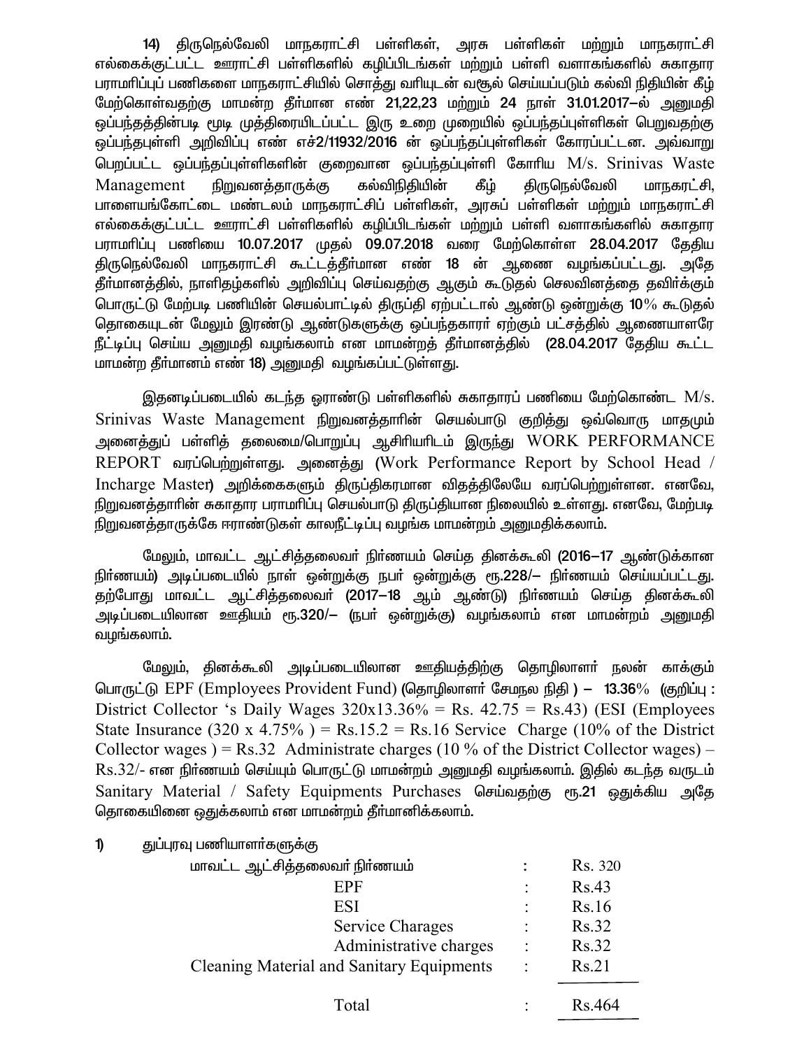**14)** திருநெல்வேலி மாநகராட்சி பள்ளிகள், அரசு பள்ளிகள் மற்றும் மாநகராட்சி எல்கைக்குட்பட்ட ஊராட்சி பள்ளிகளில் கழிப்பிடங்கள் மற்றும் பள்ளி வளாகங்களில் சுகாதார பராமரிப்புப் பணிகளை மாநகராட்சியில் சொத்து வரியுடன் வசூல் செய்யப்படும் கல்வி நிதியின் கீழ் மேற்கொள்வதற்கு மாமன்ற தீர்மான எண் **21,22,23** மற்றும் **24** நாள் **31.01.2017**–ல் அனுமதி ஒப்பந்தத்தின்படி மூடி முத்திரையிடப்பட்ட இரு உறை முறையில் ஒப்பந்தப்புள்ளிகள் பெறுவதற்கு ஒப்பந்தபுள்ளி அறிவிப்பு எண் **எச்2/11932/2016** ன் ஒப்பந்தப்புள்ளிகள் கோரப்பட்டன. அவ்வாறு பெறப்பட்ட ஒப்பந்தப்புள்ளிகளின் குறைவான ஒப்பந்தப்புள்ளி கோரிய M/s. Srinivas Waste Management நிறுவனத்தாருக்கு கல்விநிதியின் கீழ் திருநெல்வேலி மாநகரட்சி, பாளையங்கோட்டை மண்டலம் மாநகராட்சிப் பள்ளிகள், அரசுப் பள்ளிகள் மற்றும் மாநகராட்சி எல்கைக்குட்பட்ட ஊராட்சி பள்ளிகளில் கழிப்பிடங்கள் மற்றும் பள்ளி வளாகங்களில் சுகாதார பராமரிப்பு பணியை **10.07.2017** முதல் **09.07.2018** வரை மேற்கொள்ள **28.04.2017** தேதிய திருநெல்வேலி மாநகராட்சி கூட்டத்தீர்மான எண் **18** ன் ஆணை வழங்கப்பட்டது. அதே தீர்மானத்தில், நாளிதழ்களில் அறிவிப்பு செய்வதற்கு ஆகும் கூடுதல் செலவினத்தை தவிர்க்கும் பொருட்டு மேற்படி பணியின் செயல்பாட்டில் திருப்தி ஏற்பட்டால் ஆண்டு ஒன்றுக்கு **10%** கூடுதல் தொகையுடன் மேலும் இரண்டு ஆண்டுகளுக்கு ஒப்பந்தகாரர் ஏற்கும் பட்சத்தில் ஆணையாளரே நீட்டிப்பு செய்ய அனுமதி வழங்கலாம் என மாமன்றத் தீர்மானத்தில் **(28.04.2017** தேதிய கூட்ட மாமன்ற தீர்மானம் எண் **18)** அனுமதி வழங்கப்பட்டுள்ளது.

இதனடிப்படையில் கடந்த ஓராண்டு பள்ளிகளில் சுகாதாரப் பணியை மேற்கொண்ட M/s. Srinivas Waste Management நிறுவனத்தாரின் செயல்பாடு குறித்து ஒவ்வொரு மாதமும் அனைத்துப் பள்ளித் தலைமை/பொறுப்பு ஆசிரியரிடம் இருந்து WORK PERFORMANCE REPORT வரப்பெற்றுள்ளது. அனைத்து (Work Performance Report by School Head / Incharge Master) அறிக்கைகளும் திருப்திகரமான விதத்திலேயே வரப்பெற்றுள்ளன. எனவே, நிறுவனத்தாரின் சுகாதார பராமரிப்பு செயல்பாடு திருப்தியான நிலையில் உள்ளது. எனவே, மேற்படி நிறுவனத்தாருக்கே ஈராண்டுகள் காலநீட்டிப்பு வழங்க மாமன்றம் அனுமதிக்கலாம்.

மேலும், மாவட்ட ஆட்சித்தலைவர் நிர்ணயம் செய்த தினக்கூலி **(2016–17** ஆண்டுக்கான நிர்ணயம்) அடிப்படையில் நாள் ஒன்றுக்கு நபர் ஒன்றுக்கு **ரூ.228/–** நிர்ணயம் செய்யப்பட்டது. தற்போது மாவட்ட ஆட்சித்தலைவர் **(2017–18** ஆம் ஆண்டு) நிர்ணயம் செய்த தினக்கூலி அடிப்படையிலான ஊதியம் **ரூ.320/–** (நபர் ஒன்றுக்கு) வழங்கலாம் என மாமன்றம் அனுமதி வழங்கலாம்.

மேலும், தினக்கூலி அடிப்படையிலான ஊதியத்திற்கு தொழிலாளர் நலன் காக்கும் பொருட்டு EPF (Employees Provident Fund) (தொழிலாளர் சேமநல நிதி ) – **13.36%** (குறிப்பு : District Collector 's Daily Wages 320x13.36% = Rs. 42.75 = Rs.43) (ESI (Employees State Insurance (320 x 4.75% ) = Rs.15.2 = Rs.16 Service Charge (10% of the District Collector wages ) = Rs.32 Administrate charges (10 % of the District Collector wages) – Rs.32/- என நிர்ணயம் செய்யும் பொருட்டு மாமன்றம் அனுமதி வழங்கலாம். இதில் கடந்த வருடம் Sanitary Material / Safety Equipments Purchases செய்வதற்கு **ரூ.21** ஒதுக்கிய அதே தொகையினை ஒதுக்கலாம் என மாமன்றம் தீர்மானிக்கலாம்.

**1)** துப்புரவு பணியாளர்களுக்கு

| | | |
|---|---|---|
| மாவட்ட ஆட்சித்தலைவர் நிர்ணயம் | : | Rs. 320 |
| EPF | : | Rs.43 |
| ESI | : | Rs.16 |
| Service Charages | : | Rs.32 |
| Administrative charges | : | Rs.32 |
| Cleaning Material and Sanitary Equipments | : | Rs.21 |
| Total | : | Rs.464 |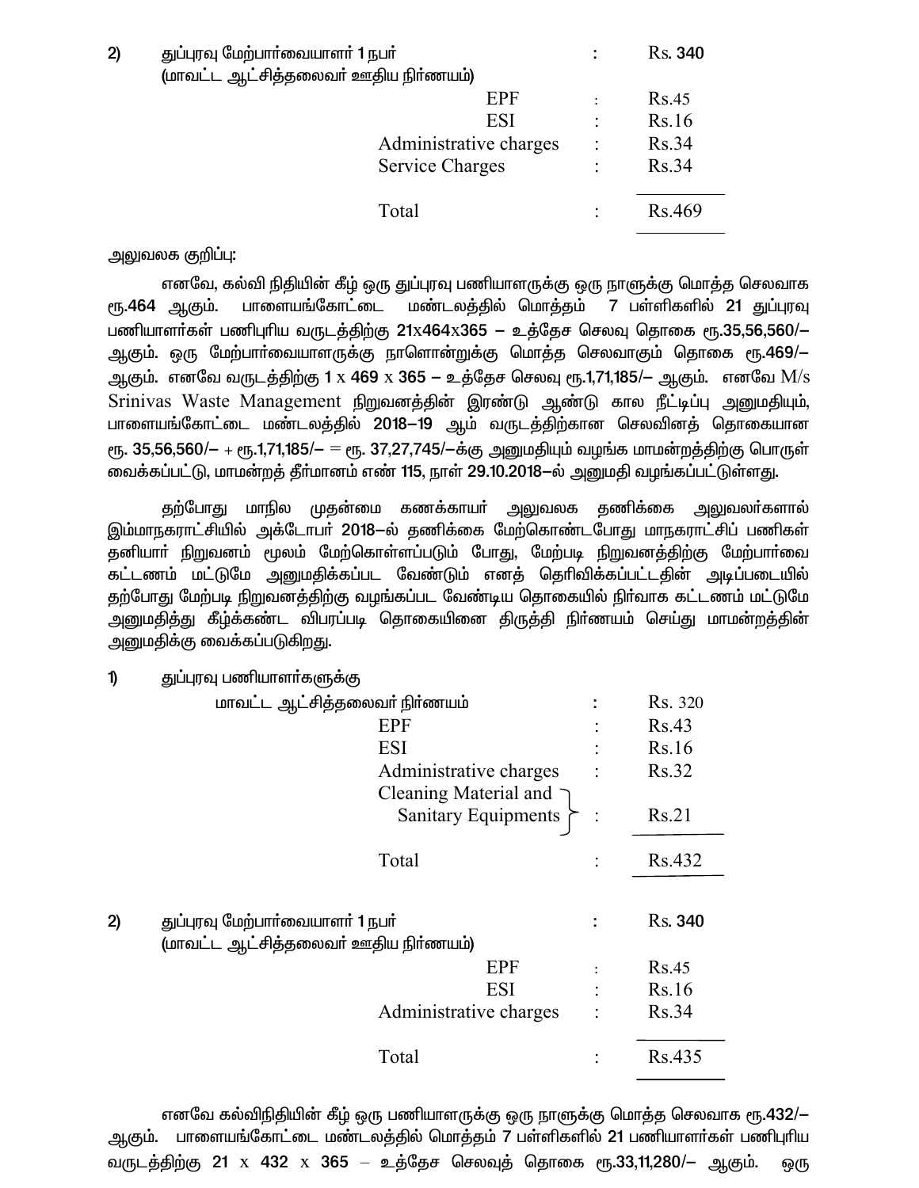2) துப்புரவு மேற்பார்வையாளர் 1 நபர் (மாவட்ட ஆட்சித்தலைவர் ஊதிய நிர்ணயம்) : Rs. 340

| | | |
|---|---|---|
| EPF | : | Rs.45 |
| ESI | : | Rs.16 |
| Administrative charges | : | Rs.34 |
| Service Charges | : | Rs.34 |
| Total | : | Rs.469 |

அலுவலக குறிப்பு:

எனவே, கல்வி நிதியின் கீழ் ஒரு துப்புரவு பணியாளருக்கு ஒரு நாளுக்கு மொத்த செலவாக ரூ.464 ஆகும். பாளையங்கோட்டை மண்டலத்தில் மொத்தம் 7 பள்ளிகளில் 21 துப்புரவு பணியாளர்கள் பணிபுரிய வருடத்திற்கு 21x464x365 – உத்தேச செலவு தொகை ரூ.35,56,560/– ஆகும். ஒரு மேற்பார்வையாளருக்கு நாளொன்றுக்கு மொத்த செலவாகும் தொகை ரூ.469/– ஆகும். எனவே வருடத்திற்கு 1 x 469 x 365 – உத்தேச செலவு ரூ.1,71,185/– ஆகும். எனவே M/s Srinivas Waste Management நிறுவனத்தின் இரண்டு ஆண்டு கால நீட்டிப்பு அனுமதியும், பாளையங்கோட்டை மண்டலத்தில் 2018–19 ஆம் வருடத்திற்கான செலவினத் தொகையான ரூ. 35,56,560/– + ரூ.1,71,185/– = ரூ. 37,27,745/–க்கு அனுமதியும் வழங்க மாமன்றத்திற்கு பொருள் வைக்கப்பட்டு, மாமன்றத் தீர்மானம் எண் 115, நாள் 29.10.2018–ல் அனுமதி வழங்கப்பட்டுள்ளது.

தற்போது மாநில முதன்மை கணக்காயர் அலுவலக தணிக்கை அலுவலர்களால் இம்மாநகராட்சியில் அக்டோபர் 2018–ல் தணிக்கை மேற்கொண்டபோது மாநகராட்சிப் பணிகள் தனியார் நிறுவனம் மூலம் மேற்கொள்ளப்படும் போது, மேற்படி நிறுவனத்திற்கு மேற்பார்வை கட்டணம் மட்டுமே அனுமதிக்கப்பட வேண்டும் எனத் தெரிவிக்கப்பட்டதின் அடிப்படையில் தற்போது மேற்படி நிறுவனத்திற்கு வழங்கப்பட வேண்டிய தொகையில் நிர்வாக கட்டணம் மட்டுமே அனுமதித்து கீழ்க்கண்ட விபரப்படி தொகையினை திருத்தி நிர்ணயம் செய்து மாமன்றத்தின் அனுமதிக்கு வைக்கப்படுகிறது.

1) துப்புரவு பணியாளர்களுக்கு

| | | |
|---|---|---|
| மாவட்ட ஆட்சித்தலைவர் நிர்ணயம் | : | Rs. 320 |
| EPF | : | Rs.43 |
| ESI | : | Rs.16 |
| Administrative charges | : | Rs.32 |
| Cleaning Material and Sanitary Equipments | : | Rs.21 |
| Total | : | Rs.432 |

2) துப்புரவு மேற்பார்வையாளர் 1 நபர் (மாவட்ட ஆட்சித்தலைவர் ஊதிய நிர்ணயம்) : Rs. 340

| | | |
|---|---|---|
| EPF | : | Rs.45 |
| ESI | : | Rs.16 |
| Administrative charges | : | Rs.34 |
| Total | : | Rs.435 |

எனவே கல்விநிதியின் கீழ் ஒரு பணியாளருக்கு ஒரு நாளுக்கு மொத்த செலவாக ரூ.432/– ஆகும். பாளையங்கோட்டை மண்டலத்தில் மொத்தம் 7 பள்ளிகளில் 21 பணியாளர்கள் பணிபுரிய வருடத்திற்கு 21 x 432 x 365 – உத்தேச செலவுத் தொகை ரூ.33,11,280/– ஆகும். ஒரு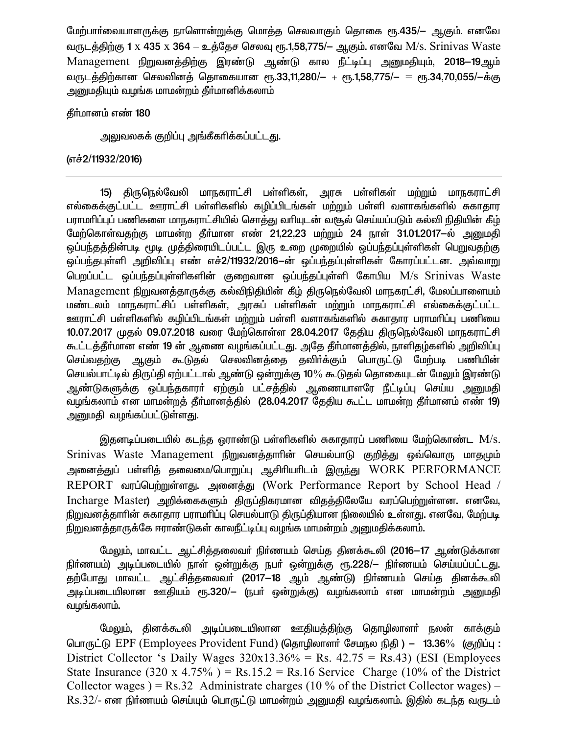மேற்பார்வையாளருக்கு நாளொன்றுக்கு மொத்த செலவாகும் தொகை ரூ.435/– ஆகும். எனவே வருடத்திற்கு 1 x 435 x 364 – உத்தேச செலவு ரூ.1,58,775/– ஆகும். எனவே M/s. Srinivas Waste Management நிறுவனத்திற்கு இரண்டு ஆண்டு கால நீட்டிப்பு அனுமதியும், 2018–19ஆம் வருடத்திற்கான செலவினத் தொகையான ரூ.33,11,280/– + ரூ.1,58,775/– = ரூ.34,70,055/–க்கு அனுமதியும் வழங்க மாமன்றம் தீர்மானிக்கலாம்

தீர்மானம் எண் 180

அலுவலகக் குறிப்பு அங்கீகரிக்கப்பட்டது.

(எச்2/11932/2016)

---

15) திருநெல்வேலி மாநகராட்சி பள்ளிகள், அரசு பள்ளிகள் மற்றும் மாநகராட்சி எல்கைக்குட்பட்ட ஊராட்சி பள்ளிகளில் கழிப்பிடங்கள் மற்றும் பள்ளி வளாகங்களில் சுகாதார பராமரிப்புப் பணிகளை மாநகராட்சியில் சொத்து வரியுடன் வசூல் செய்யப்படும் கல்வி நிதியின் கீழ் மேற்கொள்வதற்கு மாமன்ற தீர்மான எண் 21,22,23 மற்றும் 24 நாள் 31.01.2017–ல் அனுமதி ஒப்பந்தத்தின்படி மூடி முத்திரையிடப்பட்ட இரு உறை முறையில் ஒப்பந்தப்புள்ளிகள் பெறுவதற்கு ஒப்பந்தபுள்ளி அறிவிப்பு எண் எச்2/11932/2016–ன் ஒப்பந்தப்புள்ளிகள் கோரப்பட்டன. அவ்வாறு பெறப்பட்ட ஒப்பந்தப்புள்ளிகளின் குறைவான ஒப்பந்தப்புள்ளி கோபிய M/s Srinivas Waste Management நிறுவனத்தாருக்கு கல்விநிதியின் கீழ் திருநெல்வேலி மாநகரட்சி, மேலப்பாளையம் மண்டலம் மாநகராட்சிப் பள்ளிகள், அரசுப் பள்ளிகள் மற்றும் மாநகராட்சி எல்கைக்குட்பட்ட ஊராட்சி பள்ளிகளில் கழிப்பிடங்கள் மற்றும் பள்ளி வளாகங்களில் சுகாதார பராமரிப்பு பணியை 10.07.2017 முதல் 09.07.2018 வரை மேற்கொள்ள 28.04.2017 தேதிய திருநெல்வேலி மாநகராட்சி கூட்டத்தீர்மான எண் 19 ன் ஆணை வழங்கப்பட்டது. அதே தீர்மானத்தில், நாளிதழ்களில் அறிவிப்பு செய்வதற்கு ஆகும் கூடுதல் செலவினத்தை தவிர்க்கும் பொருட்டு மேற்படி பணியின் செயல்பாட்டில் திருப்தி ஏற்பட்டால் ஆண்டு ஒன்றுக்கு 10% கூடுதல் தொகையுடன் மேலும் இரண்டு ஆண்டுகளுக்கு ஒப்பந்தகாரர் ஏற்கும் பட்சத்தில் ஆணையாளரே நீட்டிப்பு செய்ய அனுமதி வழங்கலாம் என மாமன்றத் தீர்மானத்தில் (28.04.2017 தேதிய கூட்ட மாமன்ற தீர்மானம் எண் 19) அனுமதி வழங்கப்பட்டுள்ளது.

இதனடிப்படையில் கடந்த ஓராண்டு பள்ளிகளில் சுகாதாரப் பணியை மேற்கொண்ட M/s. Srinivas Waste Management நிறுவனத்தாரின் செயல்பாடு குறித்து ஒவ்வொரு மாதமும் அனைத்துப் பள்ளித் தலைமை/பொறுப்பு ஆசிரியரிடம் இருந்து WORK PERFORMANCE REPORT வரப்பெற்றுள்ளது. அனைத்து (Work Performance Report by School Head / Incharge Master) அறிக்கைகளும் திருப்திகரமான விதத்திலேயே வரப்பெற்றுள்ளன. எனவே, நிறுவனத்தாரின் சுகாதார பராமரிப்பு செயல்பாடு திருப்தியான நிலையில் உள்ளது. எனவே, மேற்படி நிறுவனத்தாருக்கே ஈராண்டுகள் காலநீட்டிப்பு வழங்க மாமன்றம் அனுமதிக்கலாம்.

மேலும், மாவட்ட ஆட்சித்தலைவர் நிர்ணயம் செய்த தினக்கூலி (2016–17 ஆண்டுக்கான நிர்ணயம்) அடிப்படையில் நாள் ஒன்றுக்கு நபர் ஒன்றுக்கு ரூ.228/– நிர்ணயம் செய்யப்பட்டது. தற்போது மாவட்ட ஆட்சித்தலைவர் (2017–18 ஆம் ஆண்டு) நிர்ணயம் செய்த தினக்கூலி அடிப்படையிலான ஊதியம் ரூ.320/– (நபர் ஒன்றுக்கு) வழங்கலாம் என மாமன்றம் அனுமதி வழங்கலாம்.

மேலும், தினக்கூலி அடிப்படையிலான ஊதியத்திற்கு தொழிலாளர் நலன் காக்கும் பொருட்டு EPF (Employees Provident Fund) (தொழிலாளர் சேமநல நிதி ) – 13.36% (குறிப்பு : District Collector 's Daily Wages 320x13.36% = Rs. 42.75 = Rs.43) (ESI (Employees State Insurance (320 x 4.75% ) = Rs.15.2 = Rs.16 Service Charge (10% of the District Collector wages ) = Rs.32 Administrate charges (10 % of the District Collector wages) – Rs.32/- என நிர்ணயம் செய்யும் பொருட்டு மாமன்றம் அனுமதி வழங்கலாம். இதில் கடந்த வருடம்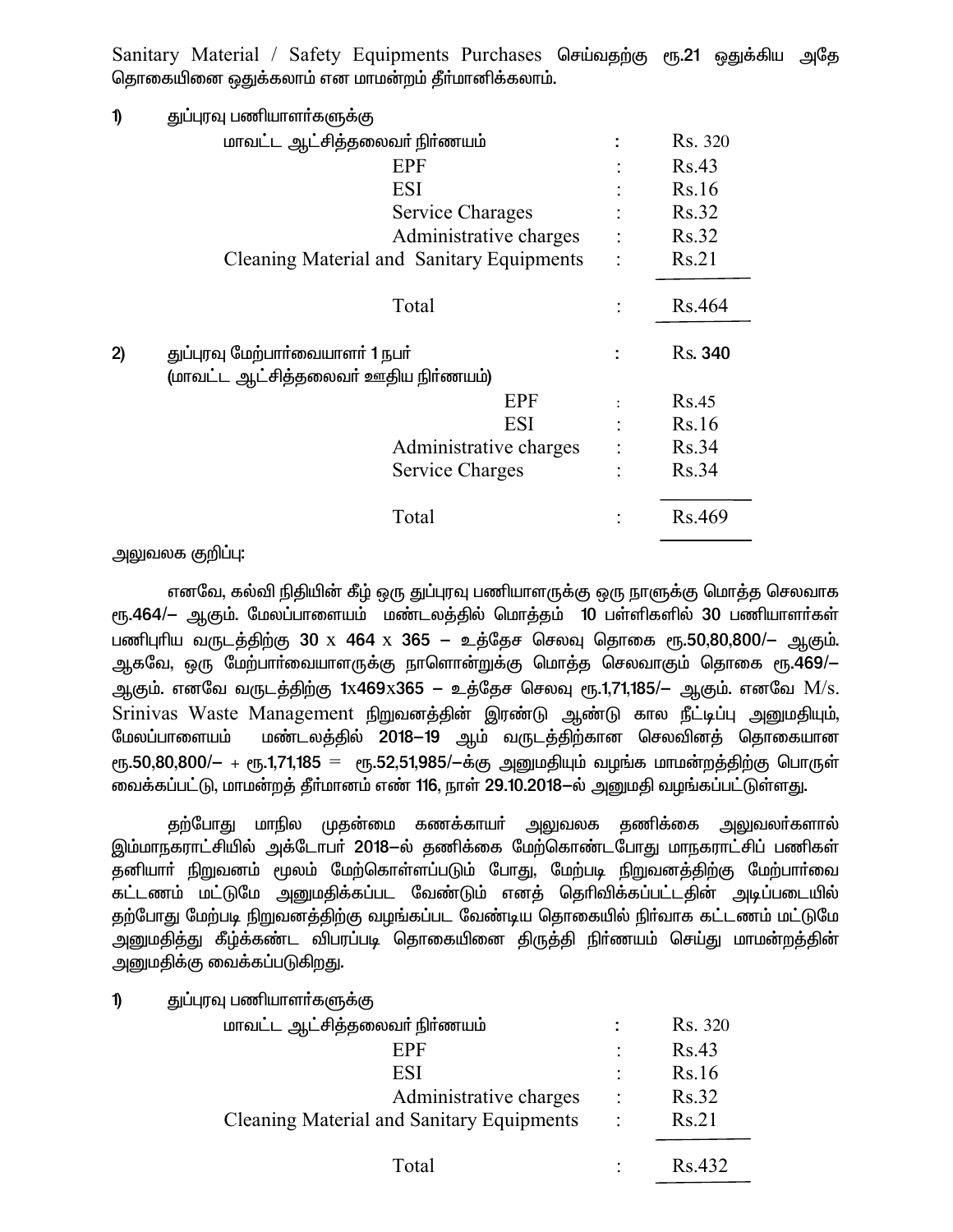Sanitary Material / Safety Equipments Purchases செய்வதற்கு ரூ.21 ஒதுக்கிய அதே தொகையினை ஒதுக்கலாம் என மாமன்றம் தீர்மானிக்கலாம்.

1) துப்புரவு பணியாளர்களுக்கு

| | | |
|---|---|---|
| மாவட்ட ஆட்சித்தலைவர் நிர்ணயம் | : | Rs. 320 |
| EPF | : | Rs.43 |
| ESI | : | Rs.16 |
| Service Charages | : | Rs.32 |
| Administrative charges | : | Rs.32 |
| Cleaning Material and Sanitary Equipments | : | Rs.21 |
| Total | : | Rs.464 |

2) துப்புரவு மேற்பார்வையாளர் 1 நபர் (மாவட்ட ஆட்சித்தலைவர் ஊதிய நிர்ணயம்)

| | | |
|---|---|---|
| துப்புரவு மேற்பார்வையாளர் 1 நபர் (மாவட்ட ஆட்சித்தலைவர் ஊதிய நிர்ணயம்) | : | Rs. 340 |
| EPF | : | Rs.45 |
| ESI | : | Rs.16 |
| Administrative charges | : | Rs.34 |
| Service Charges | : | Rs.34 |
| Total | : | Rs.469 |

அலுவலக குறிப்பு:

எனவே, கல்வி நிதியின் கீழ் ஒரு துப்புரவு பணியாளருக்கு ஒரு நாளுக்கு மொத்த செலவாக ரூ.464/– ஆகும். மேலப்பாளையம் மண்டலத்தில் மொத்தம் 10 பள்ளிகளில் 30 பணியாளர்கள் பணிபுரிய வருடத்திற்கு 30 x 464 x 365 – உத்தேச செலவு தொகை ரூ.50,80,800/– ஆகும். ஆகவே, ஒரு மேற்பார்வையாளருக்கு நாளொன்றுக்கு மொத்த செலவாகும் தொகை ரூ.469/– ஆகும். எனவே வருடத்திற்கு 1x469x365 – உத்தேச செலவு ரூ.1,71,185/– ஆகும். எனவே M/s. Srinivas Waste Management நிறுவனத்தின் இரண்டு ஆண்டு கால நீட்டிப்பு அனுமதியும், மேலப்பாளையம் மண்டலத்தில் 2018–19 ஆம் வருடத்திற்கான செலவினத் தொகையான ரூ.50,80,800/– + ரூ.1,71,185 = ரூ.52,51,985/–க்கு அனுமதியும் வழங்க மாமன்றத்திற்கு பொருள் வைக்கப்பட்டு, மாமன்றத் தீர்மானம் எண் 116, நாள் 29.10.2018–ல் அனுமதி வழங்கப்பட்டுள்ளது.

தற்போது மாநில முதன்மை கணக்காயர் அலுவலக தணிக்கை அலுவலர்களால் இம்மாநகராட்சியில் அக்டோபர் 2018–ல் தணிக்கை மேற்கொண்டபோது மாநகராட்சிப் பணிகள் தனியார் நிறுவனம் மூலம் மேற்கொள்ளப்படும் போது, மேற்படி நிறுவனத்திற்கு மேற்பார்வை கட்டணம் மட்டுமே அனுமதிக்கப்பட வேண்டும் எனத் தெரிவிக்கப்பட்டதின் அடிப்படையில் தற்போது மேற்படி நிறுவனத்திற்கு வழங்கப்பட வேண்டிய தொகையில் நிர்வாக கட்டணம் மட்டுமே அனுமதித்து கீழ்க்கண்ட விபரப்படி தொகையினை திருத்தி நிர்ணயம் செய்து மாமன்றத்தின் அனுமதிக்கு வைக்கப்படுகிறது.

1) துப்புரவு பணியாளர்களுக்கு

| | | |
|---|---|---|
| மாவட்ட ஆட்சித்தலைவர் நிர்ணயம் | : | Rs. 320 |
| EPF | : | Rs.43 |
| ESI | : | Rs.16 |
| Administrative charges | : | Rs.32 |
| Cleaning Material and Sanitary Equipments | : | Rs.21 |
| Total | : | Rs.432 |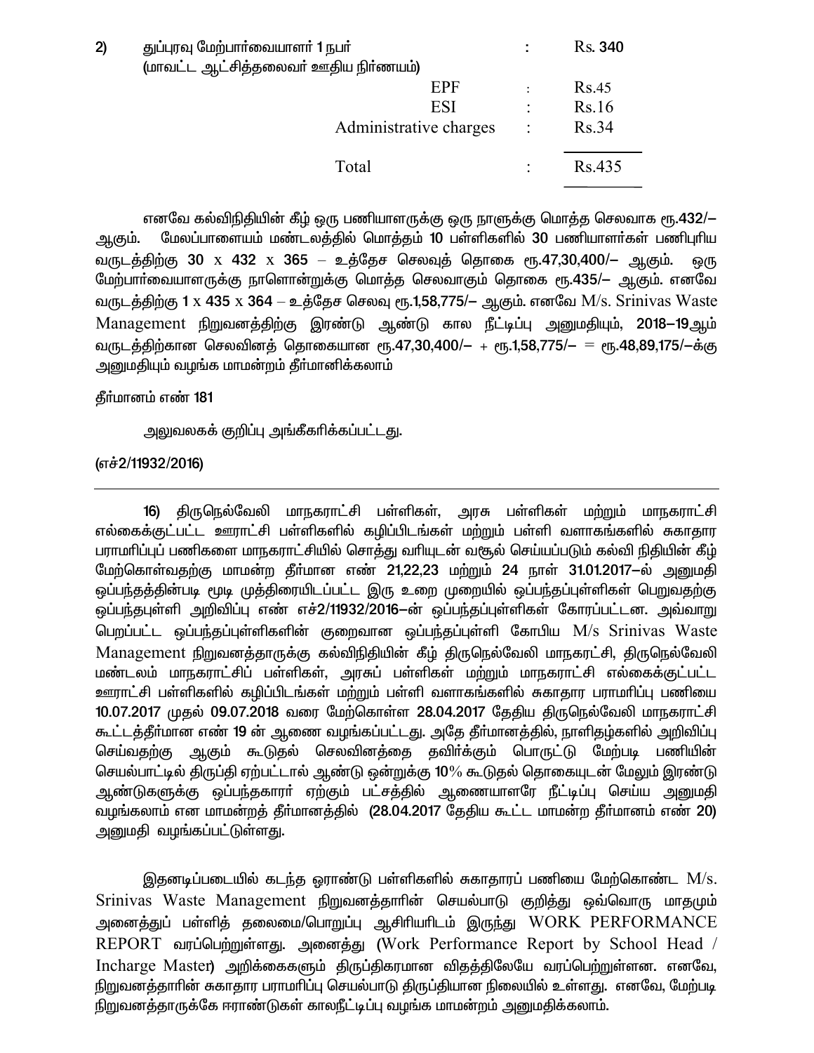2) துப்புரவு மேற்பார்வையாளர் 1 நபர் : Rs. 340
(மாவட்ட ஆட்சித்தலைவர் ஊதிய நிர்ணயம்)

| | | |
|---|---|---|
| EPF | : | Rs.45 |
| ESI | : | Rs.16 |
| Administrative charges | : | Rs.34 |
| Total | : | Rs.435 |

எனவே கல்விநிதியின் கீழ் ஒரு பணியாளருக்கு ஒரு நாளுக்கு மொத்த செலவாக ரூ.432/– ஆகும். மேலப்பாளையம் மண்டலத்தில் மொத்தம் 10 பள்ளிகளில் 30 பணியாளர்கள் பணிபுரிய வருடத்திற்கு 30 x 432 x 365 – உத்தேச செலவுத் தொகை ரூ.47,30,400/– ஆகும். ஒரு மேற்பார்வையாளருக்கு நாளொன்றுக்கு மொத்த செலவாகும் தொகை ரூ.435/– ஆகும். எனவே வருடத்திற்கு 1 x 435 x 364 – உத்தேச செலவு ரூ.1,58,775/– ஆகும். எனவே M/s. Srinivas Waste Management நிறுவனத்திற்கு இரண்டு ஆண்டு கால நீட்டிப்பு அனுமதியும், 2018–19ஆம் வருடத்திற்கான செலவினத் தொகையான ரூ.47,30,400/– + ரூ.1,58,775/– = ரூ.48,89,175/–க்கு அனுமதியும் வழங்க மாமன்றம் தீர்மானிக்கலாம்

தீர்மானம் எண் 181

அலுவலகக் குறிப்பு அங்கீகரிக்கப்பட்டது.

(எச்2/11932/2016)

---

16) திருநெல்வேலி மாநகராட்சி பள்ளிகள், அரசு பள்ளிகள் மற்றும் மாநகராட்சி எல்கைக்குட்பட்ட ஊராட்சி பள்ளிகளில் கழிப்பிடங்கள் மற்றும் பள்ளி வளாகங்களில் சுகாதார பராமரிப்புப் பணிகளை மாநகராட்சியில் சொத்து வரியுடன் வசூல் செய்யப்படும் கல்வி நிதியின் கீழ் மேற்கொள்வதற்கு மாமன்ற தீர்மான எண் 21,22,23 மற்றும் 24 நாள் 31.01.2017–ல் அனுமதி ஒப்பந்தத்தின்படி மூடி முத்திரையிடப்பட்ட இரு உறை முறையில் ஒப்பந்தப்புள்ளிகள் பெறுவதற்கு ஒப்பந்தபுள்ளி அறிவிப்பு எண் எச்2/11932/2016–ன் ஒப்பந்தப்புள்ளிகள் கோரப்பட்டன. அவ்வாறு பெறப்பட்ட ஒப்பந்தப்புள்ளிகளின் குறைவான ஒப்பந்தப்புள்ளி கோபிய M/s Srinivas Waste Management நிறுவனத்தாருக்கு கல்விநிதியின் கீழ் திருநெல்வேலி மாநகரட்சி, திருநெல்வேலி மண்டலம் மாநகராட்சிப் பள்ளிகள், அரசுப் பள்ளிகள் மற்றும் மாநகராட்சி எல்கைக்குட்பட்ட ஊராட்சி பள்ளிகளில் கழிப்பிடங்கள் மற்றும் பள்ளி வளாகங்களில் சுகாதார பராமரிப்பு பணியை 10.07.2017 முதல் 09.07.2018 வரை மேற்கொள்ள 28.04.2017 தேதிய திருநெல்வேலி மாநகராட்சி கூட்டத்தீர்மான எண் 19 ன் ஆணை வழங்கப்பட்டது. அதே தீர்மானத்தில், நாளிதழ்களில் அறிவிப்பு செய்வதற்கு ஆகும் கூடுதல் செலவினத்தை தவிர்க்கும் பொருட்டு மேற்படி பணியின் செயல்பாட்டில் திருப்தி ஏற்பட்டால் ஆண்டு ஒன்றுக்கு 10% கூடுதல் தொகையுடன் மேலும் இரண்டு ஆண்டுகளுக்கு ஒப்பந்தகாரர் ஏற்கும் பட்சத்தில் ஆணையாளரே நீட்டிப்பு செய்ய அனுமதி வழங்கலாம் என மாமன்றத் தீர்மானத்தில் (28.04.2017 தேதிய கூட்ட மாமன்ற தீர்மானம் எண் 20) அனுமதி வழங்கப்பட்டுள்ளது.

இதனடிப்படையில் கடந்த ஓராண்டு பள்ளிகளில் சுகாதாரப் பணியை மேற்கொண்ட M/s. Srinivas Waste Management நிறுவனத்தாரின் செயல்பாடு குறித்து ஒவ்வொரு மாதமும் அனைத்துப் பள்ளித் தலைமை/பொறுப்பு ஆசிரியரிடம் இருந்து WORK PERFORMANCE REPORT வரப்பெற்றுள்ளது. அனைத்து (Work Performance Report by School Head / Incharge Master) அறிக்கைகளும் திருப்திகரமான விதத்திலேயே வரப்பெற்றுள்ளன. எனவே, நிறுவனத்தாரின் சுகாதார பராமரிப்பு செயல்பாடு திருப்தியான நிலையில் உள்ளது. எனவே, மேற்படி நிறுவனத்தாருக்கே ஈராண்டுகள் காலநீட்டிப்பு வழங்க மாமன்றம் அனுமதிக்கலாம்.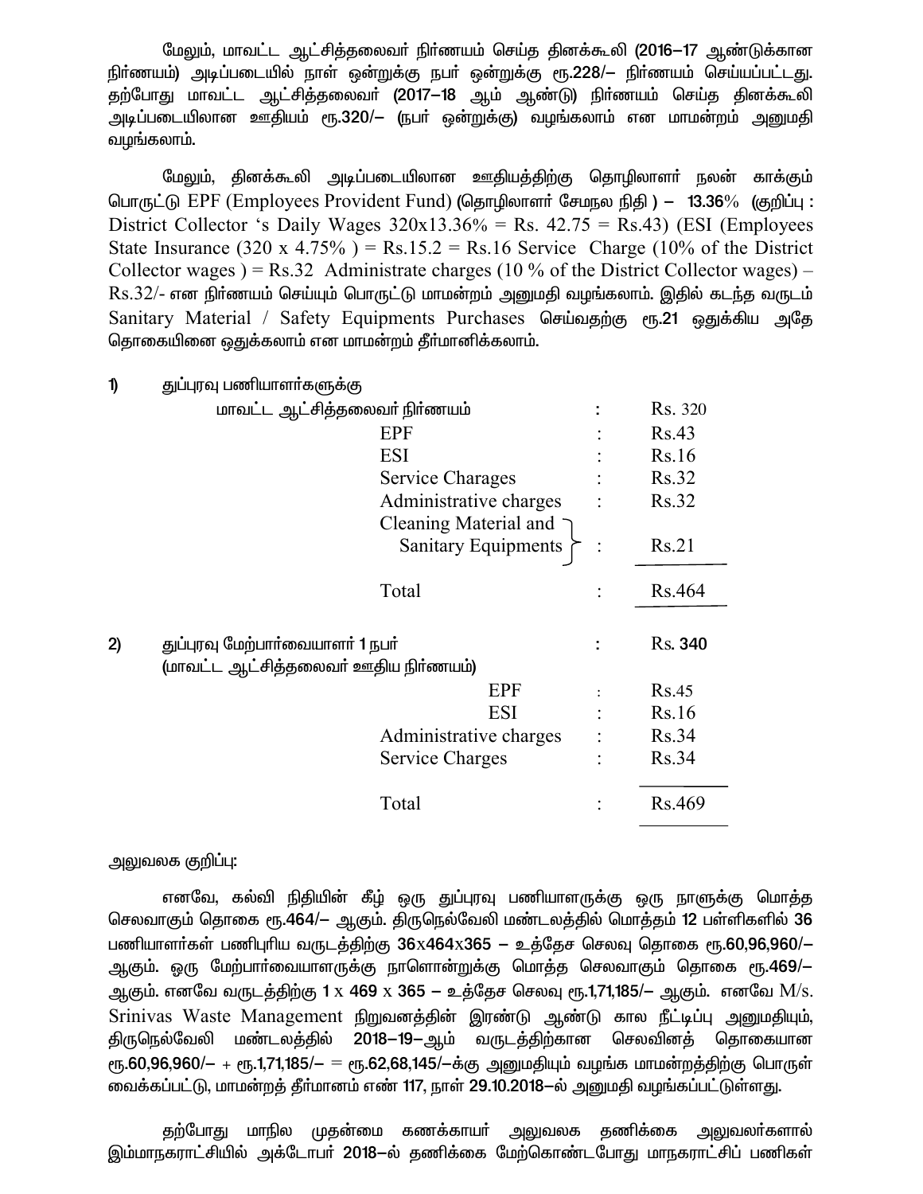மேலும், மாவட்ட ஆட்சித்தலைவர் நிர்ணயம் செய்த தினக்கூலி (2016–17 ஆண்டுக்கான நிர்ணயம்) அடிப்படையில் நாள் ஒன்றுக்கு நபர் ஒன்றுக்கு ரூ.228/– நிர்ணயம் செய்யப்பட்டது. தற்போது மாவட்ட ஆட்சித்தலைவர் (2017–18 ஆம் ஆண்டு) நிர்ணயம் செய்த தினக்கூலி அடிப்படையிலான ஊதியம் ரூ.320/– (நபர் ஒன்றுக்கு) வழங்கலாம் என மாமன்றம் அனுமதி வழங்கலாம்.

மேலும், தினக்கூலி அடிப்படையிலான ஊதியத்திற்கு தொழிலாளர் நலன் காக்கும் பொருட்டு EPF (Employees Provident Fund) (தொழிலாளர் சேமநல நிதி ) – 13.36% (குறிப்பு : District Collector 's Daily Wages 320x13.36% = Rs. 42.75 = Rs.43) (ESI (Employees State Insurance (320 x 4.75% ) = Rs.15.2 = Rs.16 Service Charge (10% of the District Collector wages ) = Rs.32 Administrate charges (10 % of the District Collector wages) – Rs.32/- என நிர்ணயம் செய்யும் பொருட்டு மாமன்றம் அனுமதி வழங்கலாம். இதில் கடந்த வருடம் Sanitary Material / Safety Equipments Purchases செய்வதற்கு ரூ.21 ஒதுக்கிய அதே தொகையினை ஒதுக்கலாம் என மாமன்றம் தீர்மானிக்கலாம்.

1) துப்புரவு பணியாளர்களுக்கு

| | | |
|---|---|---|
| மாவட்ட ஆட்சித்தலைவர் நிர்ணயம் | : | Rs. 320 |
| EPF | : | Rs.43 |
| ESI | : | Rs.16 |
| Service Charages | : | Rs.32 |
| Administrative charges | : | Rs.32 |
| Cleaning Material and Sanitary Equipments | : | Rs.21 |
| Total | : | Rs.464 |

2) துப்புரவு மேற்பார்வையாளர் 1 நபர் (மாவட்ட ஆட்சித்தலைவர் ஊதிய நிர்ணயம்)

| | | |
|---|---|---|
| துப்புரவு மேற்பார்வையாளர் 1 நபர் (மாவட்ட ஆட்சித்தலைவர் ஊதிய நிர்ணயம்) | : | Rs. 340 |
| EPF | : | Rs.45 |
| ESI | : | Rs.16 |
| Administrative charges | : | Rs.34 |
| Service Charges | : | Rs.34 |
| Total | : | Rs.469 |

அலுவலக குறிப்பு:

எனவே, கல்வி நிதியின் கீழ் ஒரு துப்புரவு பணியாளருக்கு ஒரு நாளுக்கு மொத்த செலவாகும் தொகை ரூ.464/– ஆகும். திருநெல்வேலி மண்டலத்தில் மொத்தம் 12 பள்ளிகளில் 36 பணியாளர்கள் பணிபுரிய வருடத்திற்கு 36x464x365 – உத்தேச செலவு தொகை ரூ.60,96,960/– ஆகும். ஒரு மேற்பார்வையாளருக்கு நாளொன்றுக்கு மொத்த செலவாகும் தொகை ரூ.469/– ஆகும். எனவே வருடத்திற்கு 1 x 469 x 365 – உத்தேச செலவு ரூ.1,71,185/– ஆகும். எனவே M/s. Srinivas Waste Management நிறுவனத்தின் இரண்டு ஆண்டு கால நீட்டிப்பு அனுமதியும், திருநெல்வேலி மண்டலத்தில் 2018–19–ஆம் வருடத்திற்கான செலவினத் தொகையான ரூ.60,96,960/– + ரூ.1,71,185/– = ரூ.62,68,145/–க்கு அனுமதியும் வழங்க மாமன்றத்திற்கு பொருள் வைக்கப்பட்டு, மாமன்றத் தீர்மானம் எண் 117, நாள் 29.10.2018–ல் அனுமதி வழங்கப்பட்டுள்ளது.

தற்போது மாநில முதன்மை கணக்காயர் அலுவலக தணிக்கை அலுவலர்களால் இம்மாநகராட்சியில் அக்டோபர் 2018–ல் தணிக்கை மேற்கொண்டபோது மாநகராட்சிப் பணிகள்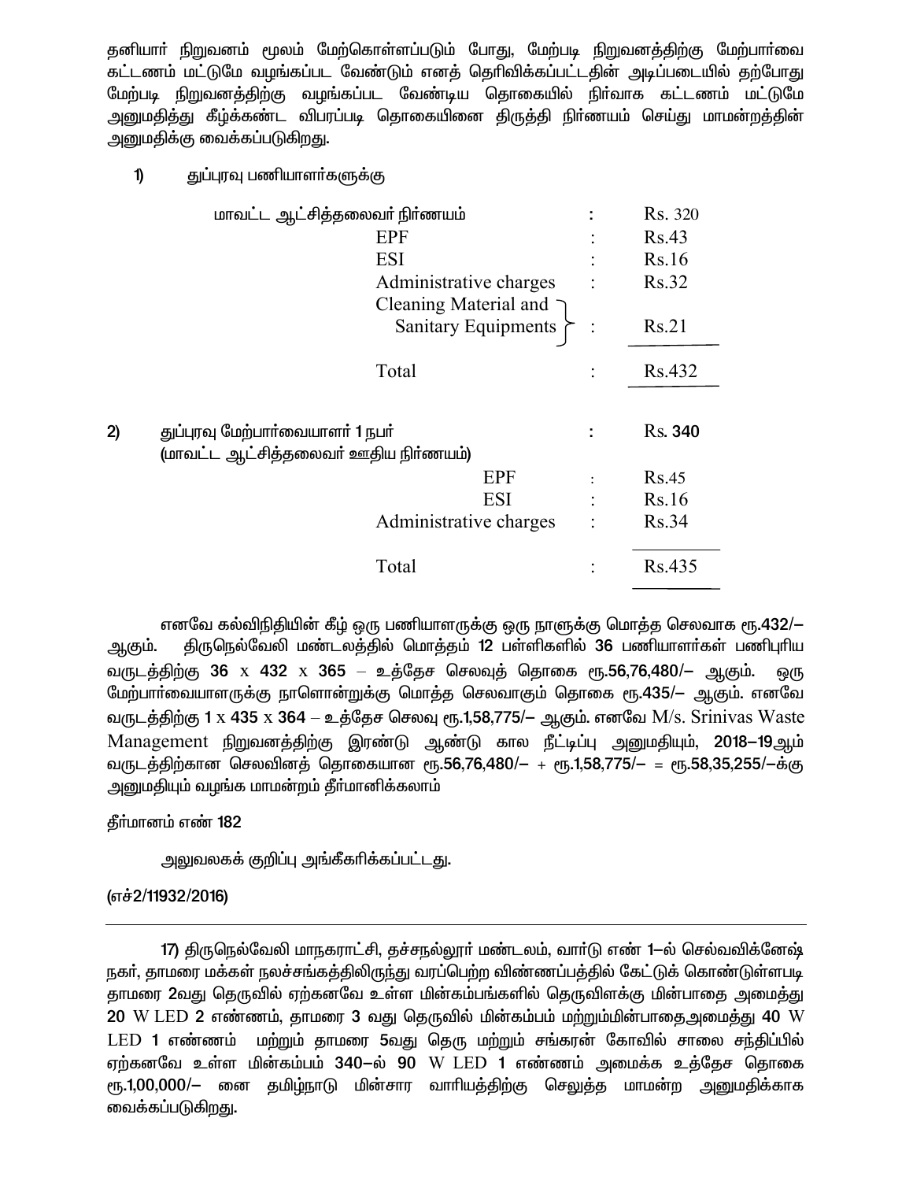தனியார் நிறுவனம் மூலம் மேற்கொள்ளப்படும் போது, மேற்படி நிறுவனத்திற்கு மேற்பார்வை கட்டணம் மட்டுமே வழங்கப்பட வேண்டும் எனத் தெரிவிக்கப்பட்டதின் அடிப்படையில் தற்போது மேற்படி நிறுவனத்திற்கு வழங்கப்பட வேண்டிய தொகையில் நிர்வாக கட்டணம் மட்டுமே அனுமதித்து கீழ்க்கண்ட விபரப்படி தொகையினை திருத்தி நிர்ணயம் செய்து மாமன்றத்தின் அனுமதிக்கு வைக்கப்படுகிறது.

1) துப்புரவு பணியாளர்களுக்கு

| | | |
|---|---|---|
| மாவட்ட ஆட்சித்தலைவர் நிர்ணயம் | : | Rs. 320 |
| EPF | : | Rs.43 |
| ESI | : | Rs.16 |
| Administrative charges | : | Rs.32 |
| Cleaning Material and Sanitary Equipments | : | Rs.21 |
| Total | : | Rs.432 |

2) துப்புரவு மேற்பார்வையாளர் 1 நபர் (மாவட்ட ஆட்சித்தலைவர் ஊதிய நிர்ணயம்)

| | | |
|---|---|---|
| துப்புரவு மேற்பார்வையாளர் 1 நபர் (மாவட்ட ஆட்சித்தலைவர் ஊதிய நிர்ணயம்) | : | Rs. 340 |
| EPF | : | Rs.45 |
| ESI | : | Rs.16 |
| Administrative charges | : | Rs.34 |
| Total | : | Rs.435 |

எனவே கல்விநிதியின் கீழ் ஒரு பணியாளருக்கு ஒரு நாளுக்கு மொத்த செலவாக ரூ.432/– ஆகும். திருநெல்வேலி மண்டலத்தில் மொத்தம் 12 பள்ளிகளில் 36 பணியாளர்கள் பணிபுரிய வருடத்திற்கு 36 x 432 x 365 – உத்தேச செலவுத் தொகை ரூ.56,76,480/– ஆகும். ஒரு மேற்பார்வையாளருக்கு நாளொன்றுக்கு மொத்த செலவாகும் தொகை ரூ.435/– ஆகும். எனவே வருடத்திற்கு 1 x 435 x 364 – உத்தேச செலவு ரூ.1,58,775/– ஆகும். எனவே M/s. Srinivas Waste Management நிறுவனத்திற்கு இரண்டு ஆண்டு கால நீட்டிப்பு அனுமதியும், 2018–19ஆம் வருடத்திற்கான செலவினத் தொகையான ரூ.56,76,480/– + ரூ.1,58,775/– = ரூ.58,35,255/–க்கு அனுமதியும் வழங்க மாமன்றம் தீர்மானிக்கலாம்

தீர்மானம் எண் 182

அலுவலகக் குறிப்பு அங்கீகரிக்கப்பட்டது.

(எச்2/11932/2016)

---

17) திருநெல்வேலி மாநகராட்சி, தச்சநல்லூர் மண்டலம், வார்டு எண் 1–ல் செல்வவிக்னேஷ் நகர், தாமரை மக்கள் நலச்சங்கத்திலிருந்து வரப்பெற்ற விண்ணப்பத்தில் கேட்டுக் கொண்டுள்ளபடி தாமரை 2வது தெருவில் ஏற்கனவே உள்ள மின்கம்பங்களில் தெருவிளக்கு மின்பாதை அமைத்து 20 W LED 2 எண்ணம், தாமரை 3 வது தெருவில் மின்கம்பம் மற்றும்மின்பாதைஅமைத்து 40 W LED 1 எண்ணம் மற்றும் தாமரை 5வது தெரு மற்றும் சங்கரன் கோவில் சாலை சந்திப்பில் ஏற்கனவே உள்ள மின்கம்பம் 340–ல் 90 W LED 1 எண்ணம் அமைக்க உத்தேச தொகை ரூ.1,00,000/– னை தமிழ்நாடு மின்சார வாரியத்திற்கு செலுத்த மாமன்ற அனுமதிக்காக வைக்கப்படுகிறது.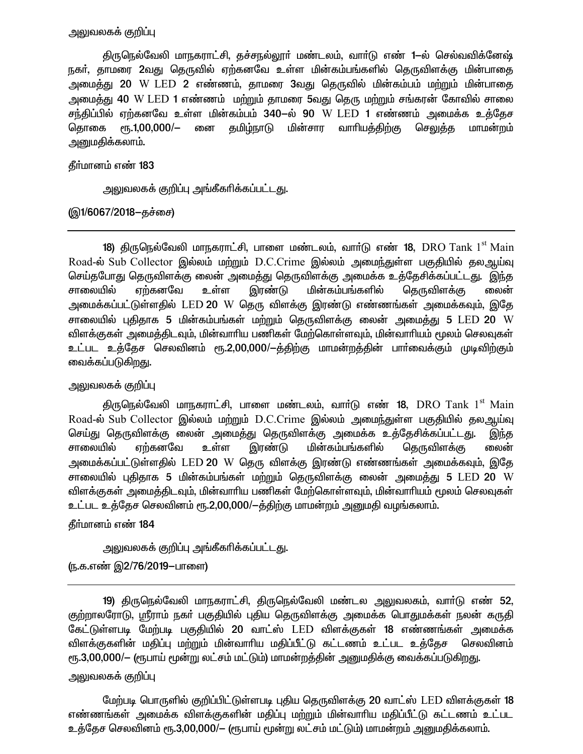அலுவலகக் குறிப்பு

திருநெல்வேலி மாநகராட்சி, தச்சநல்லூர் மண்டலம், வார்டு எண் 1–ல் செல்வவிக்னேஷ் நகர், தாமரை 2வது தெருவில் ஏற்கனவே உள்ள மின்கம்பங்களில் தெருவிளக்கு மின்பாதை அமைத்து 20 W LED 2 எண்ணம், தாமரை 3வது தெருவில் மின்கம்பம் மற்றும் மின்பாதை அமைத்து 40 W LED 1 எண்ணம் மற்றும் தாமரை 5வது தெரு மற்றும் சங்கரன் கோவில் சாலை சந்திப்பில் ஏற்கனவே உள்ள மின்கம்பம் 340–ல் 90 W LED 1 எண்ணம் அமைக்க உத்தேச தொகை ரூ.1,00,000/– னை தமிழ்நாடு மின்சார வாரியத்திற்கு செலுத்த மாமன்றம் அனுமதிக்கலாம்.

தீர்மானம் எண் 183

அலுவலகக் குறிப்பு அங்கீகரிக்கப்பட்டது.

(இ1/6067/2018–தச்சை)

---

18) திருநெல்வேலி மாநகராட்சி, பாளை மண்டலம், வார்டு எண் 18, DRO Tank 1st Main Road-ல் Sub Collector இல்லம் மற்றும் D.C.Crime இல்லம் அமைந்துள்ள பகுதியில் தலஆய்வு செய்தபோது தெருவிளக்கு லைன் அமைத்து தெருவிளக்கு அமைக்க உத்தேசிக்கப்பட்டது. இந்த சாலையில் ஏற்கனவே உள்ள இரண்டு மின்கம்பங்களில் தெருவிளக்கு லைன் அமைக்கப்பட்டுள்ளதில் LED 20 W தெரு விளக்கு இரண்டு எண்ணங்கள் அமைக்கவும், இதே சாலையில் புதிதாக 5 மின்கம்பங்கள் மற்றும் தெருவிளக்கு லைன் அமைத்து 5 LED 20 W விளக்குகள் அமைத்திடவும், மின்வாரிய பணிகள் மேற்கொள்ளவும், மின்வாரியம் மூலம் செலவுகள் உட்பட உத்தேச செலவினம் ரூ.2,00,000/–த்திற்கு மாமன்றத்தின் பார்வைக்கும் முடிவிற்கும் வைக்கப்படுகிறது.

அலுவலகக் குறிப்பு

திருநெல்வேலி மாநகராட்சி, பாளை மண்டலம், வார்டு எண் 18, DRO Tank 1st Main Road-ல் Sub Collector இல்லம் மற்றும் D.C.Crime இல்லம் அமைந்துள்ள பகுதியில் தலஆய்வு செய்து தெருவிளக்கு லைன் அமைத்து தெருவிளக்கு அமைக்க உத்தேசிக்கப்பட்டது. இந்த சாலையில் ஏற்கனவே உள்ள இரண்டு மின்கம்பங்களில் தெருவிளக்கு லைன் அமைக்கப்பட்டுள்ளதில் LED 20 W தெரு விளக்கு இரண்டு எண்ணங்கள் அமைக்கவும், இதே சாலையில் புதிதாக 5 மின்கம்பங்கள் மற்றும் தெருவிளக்கு லைன் அமைத்து 5 LED 20 W விளக்குகள் அமைத்திடவும், மின்வாரிய பணிகள் மேற்கொள்ளவும், மின்வாரியம் மூலம் செலவுகள் உட்பட உத்தேச செலவினம் ரூ.2,00,000/–த்திற்கு மாமன்றம் அனுமதி வழங்கலாம்.

தீர்மானம் எண் 184

அலுவலகக் குறிப்பு அங்கீகரிக்கப்பட்டது.

(ந.க.எண் இ2/76/2019–பாளை)

---

19) திருநெல்வேலி மாநகராட்சி, திருநெல்வேலி மண்டல அலுவலகம், வார்டு எண் 52, குற்றாலரோடு, ஸ்ரீராம் நகர் பகுதியில் புதிய தெருவிளக்கு அமைக்க பொதுமக்கள் நலன் கருதி கேட்டுள்ளபடி மேற்படி பகுதியில் 20 வாட்ஸ் LED விளக்குகள் 18 எண்ணங்கள் அமைக்க விளக்குகளின் மதிப்பு மற்றும் மின்வாரிய மதிப்பீட்டு கட்டணம் உட்பட உத்தேச செலவினம் ரூ.3,00,000/– (ரூபாய் மூன்று லட்சம் மட்டும்) மாமன்றத்தின் அனுமதிக்கு வைக்கப்படுகிறது.

அலுவலகக் குறிப்பு

மேற்படி பொருளில் குறிப்பிட்டுள்ளபடி புதிய தெருவிளக்கு 20 வாட்ஸ் LED விளக்குகள் 18 எண்ணங்கள் அமைக்க விளக்குகளின் மதிப்பு மற்றும் மின்வாரிய மதிப்பீட்டு கட்டணம் உட்பட உத்தேச செலவினம் ரூ.3,00,000/– (ரூபாய் மூன்று லட்சம் மட்டும்) மாமன்றம் அனுமதிக்கலாம்.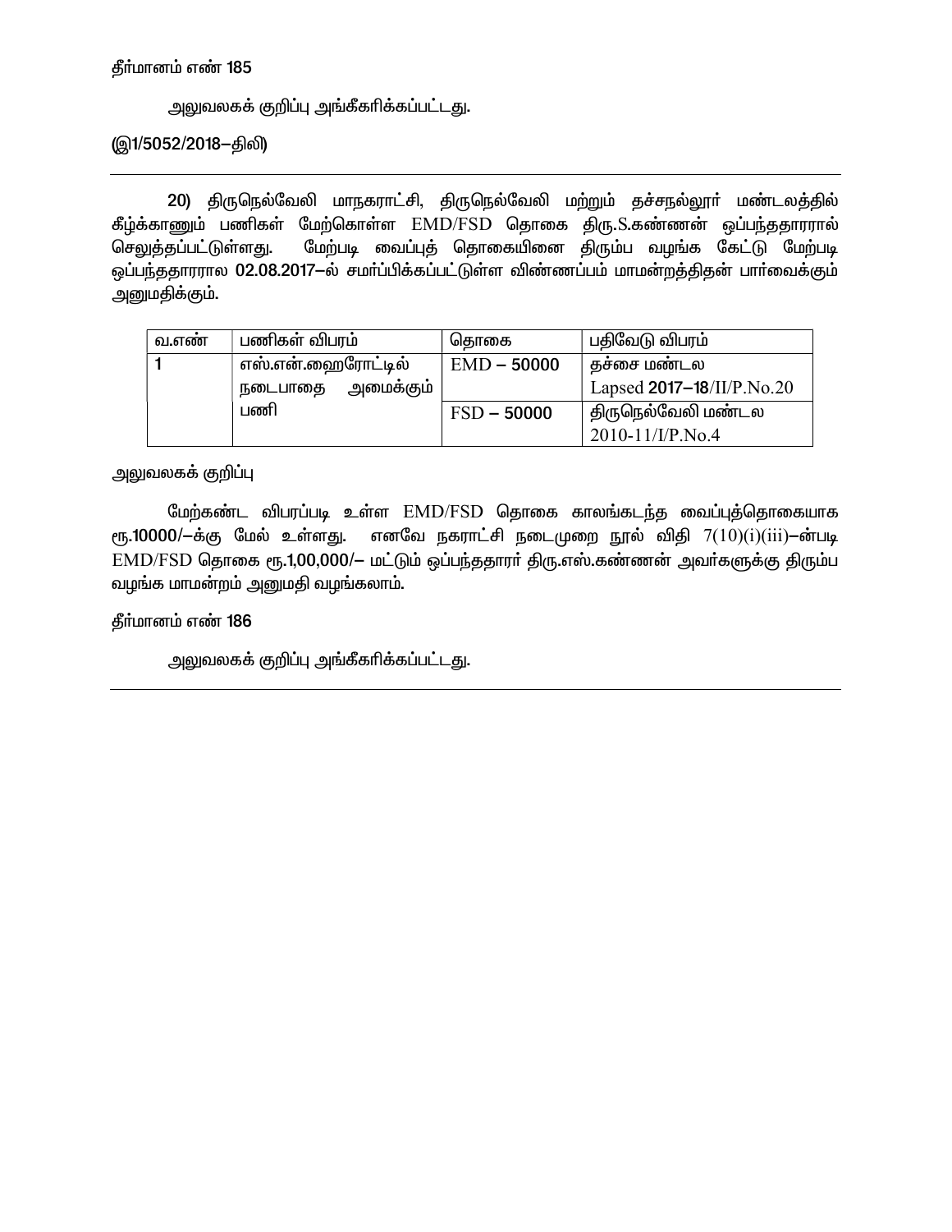தீர்மானம் எண் 185

அலுவலகக் குறிப்பு அங்கீகரிக்கப்பட்டது.

(இ1/5052/2018–திலி)

---

20) திருநெல்வேலி மாநகராட்சி, திருநெல்வேலி மற்றும் தச்சநல்லூர் மண்டலத்தில் கீழ்க்காணும் பணிகள் மேற்கொள்ள EMD/FSD தொகை திரு.S.கண்ணன் ஒப்பந்ததாரரால் செலுத்தப்பட்டுள்ளது. மேற்படி வைப்புத் தொகையினை திரும்ப வழங்க கேட்டு மேற்படி ஒப்பந்ததாரரால 02.08.2017–ல் சமர்ப்பிக்கப்பட்டுள்ள விண்ணப்பம் மாமன்றத்திதன் பார்வைக்கும் அனுமதிக்கும்.

| வ.எண் | பணிகள் விபரம் | தொகை | பதிவேடு விபரம் |
|---|---|---|---|
| 1 | எஸ்.என்.ஹைரோட்டில் நடைபாதை அமைக்கும் பணி | EMD – 50000 | தச்சை மண்டல Lapsed 2017–18/II/P.No.20 |
| | | FSD – 50000 | திருநெல்வேலி மண்டல 2010-11/I/P.No.4 |

அலுவலகக் குறிப்பு

மேற்கண்ட விபரப்படி உள்ள EMD/FSD தொகை காலங்கடந்த வைப்புத்தொகையாக ரூ.10000/–க்கு மேல் உள்ளது. எனவே நகராட்சி நடைமுறை நூல் விதி 7(10)(i)(iii)–ன்படி EMD/FSD தொகை ரூ.1,00,000/– மட்டும் ஒப்பந்ததாரர் திரு.எஸ்.கண்ணன் அவர்களுக்கு திரும்ப வழங்க மாமன்றம் அனுமதி வழங்கலாம்.

தீர்மானம் எண் 186

அலுவலகக் குறிப்பு அங்கீகரிக்கப்பட்டது.

---